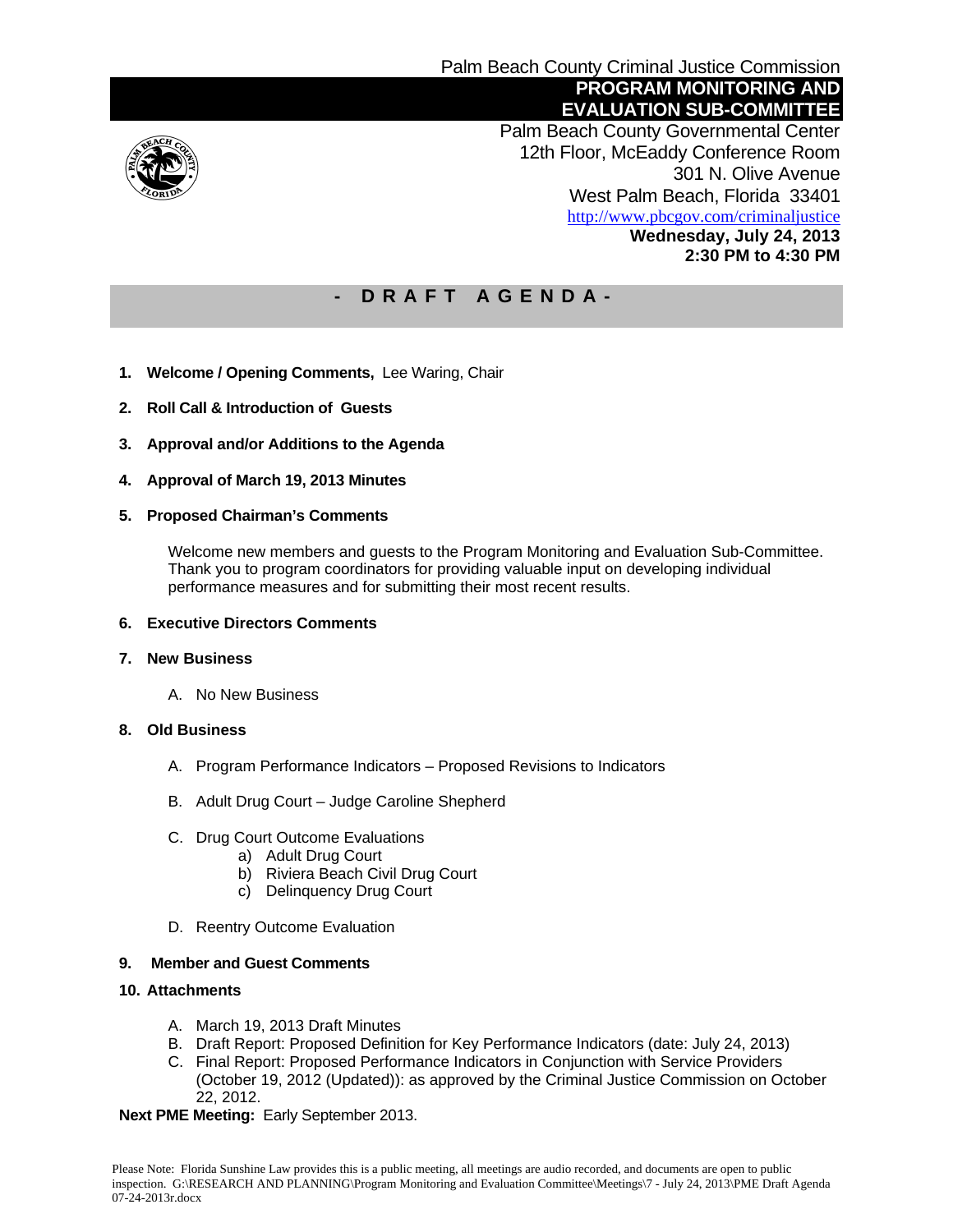Palm Beach County Criminal Justice Commission

# PROGRAM MONITORING AND EVALUATION SUB-COMMITTEE

Palm Beach County Governmental Center
12th Floor, McEaddy Conference Room
301 N. Olive Avenue
West Palm Beach, Florida 33401
http://www.pbcgov.com/criminaljustice

**Wednesday, July 24, 2013**
**2:30 PM to 4:30 PM**

## - DRAFT AGENDA -

1. **Welcome / Opening Comments,** Lee Waring, Chair

2. **Roll Call & Introduction of Guests**

3. **Approval and/or Additions to the Agenda**

4. **Approval of March 19, 2013 Minutes**

5. **Proposed Chairman's Comments**

   Welcome new members and guests to the Program Monitoring and Evaluation Sub-Committee. Thank you to program coordinators for providing valuable input on developing individual performance measures and for submitting their most recent results.

6. **Executive Directors Comments**

7. **New Business**

   A. No New Business

8. **Old Business**

   A. Program Performance Indicators – Proposed Revisions to Indicators

   B. Adult Drug Court – Judge Caroline Shepherd

   C. Drug Court Outcome Evaluations
      a) Adult Drug Court
      b) Riviera Beach Civil Drug Court
      c) Delinquency Drug Court

   D. Reentry Outcome Evaluation

9. **Member and Guest Comments**

10. **Attachments**

    A. March 19, 2013 Draft Minutes
    B. Draft Report: Proposed Definition for Key Performance Indicators (date: July 24, 2013)
    C. Final Report: Proposed Performance Indicators in Conjunction with Service Providers (October 19, 2012 (Updated)): as approved by the Criminal Justice Commission on October 22, 2012.

**Next PME Meeting:** Early September 2013.

Please Note: Florida Sunshine Law provides this is a public meeting, all meetings are audio recorded, and documents are open to public inspection. G:\RESEARCH AND PLANNING\Program Monitoring and Evaluation Committee\Meetings\7 - July 24, 2013\PME Draft Agenda 07-24-2013r.docx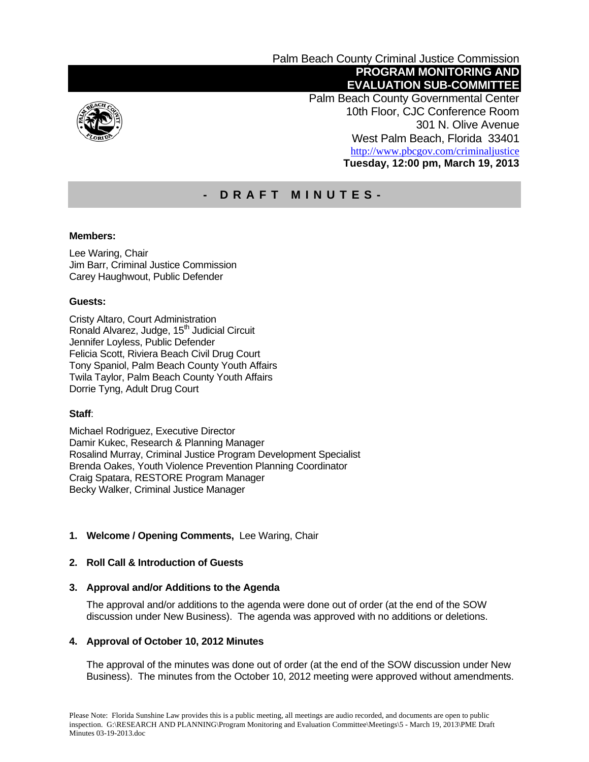Palm Beach County Criminal Justice Commission

**PROGRAM MONITORING AND EVALUATION SUB-COMMITTEE**

Palm Beach County Governmental Center
10th Floor, CJC Conference Room
301 N. Olive Avenue
West Palm Beach, Florida 33401
http://www.pbcgov.com/criminaljustice
**Tuesday, 12:00 pm, March 19, 2013**

## - DRAFT MINUTES -

**Members:**

Lee Waring, Chair
Jim Barr, Criminal Justice Commission
Carey Haughwout, Public Defender

**Guests:**

Cristy Altaro, Court Administration
Ronald Alvarez, Judge, 15th Judicial Circuit
Jennifer Loyless, Public Defender
Felicia Scott, Riviera Beach Civil Drug Court
Tony Spaniol, Palm Beach County Youth Affairs
Twila Taylor, Palm Beach County Youth Affairs
Dorrie Tyng, Adult Drug Court

**Staff**:

Michael Rodriguez, Executive Director
Damir Kukec, Research & Planning Manager
Rosalind Murray, Criminal Justice Program Development Specialist
Brenda Oakes, Youth Violence Prevention Planning Coordinator
Craig Spatara, RESTORE Program Manager
Becky Walker, Criminal Justice Manager

**1. Welcome / Opening Comments,** Lee Waring, Chair

**2. Roll Call & Introduction of Guests**

**3. Approval and/or Additions to the Agenda**

The approval and/or additions to the agenda were done out of order (at the end of the SOW discussion under New Business). The agenda was approved with no additions or deletions.

**4. Approval of October 10, 2012 Minutes**

The approval of the minutes was done out of order (at the end of the SOW discussion under New Business). The minutes from the October 10, 2012 meeting were approved without amendments.

Please Note: Florida Sunshine Law provides this is a public meeting, all meetings are audio recorded, and documents are open to public inspection. G:\RESEARCH AND PLANNING\Program Monitoring and Evaluation Committee\Meetings\5 - March 19, 2013\PME Draft Minutes 03-19-2013.doc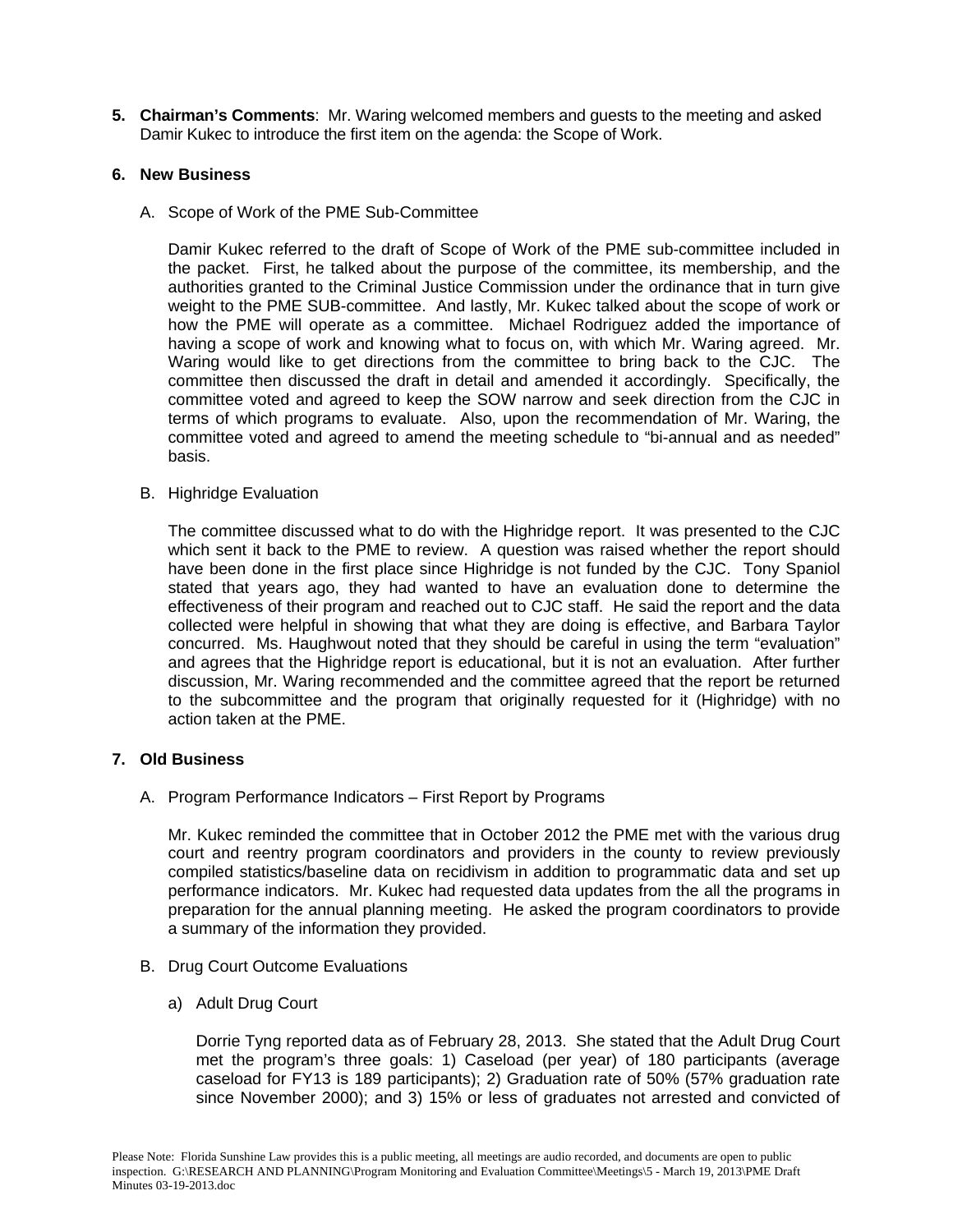5. **Chairman's Comments**: Mr. Waring welcomed members and guests to the meeting and asked Damir Kukec to introduce the first item on the agenda: the Scope of Work.

6. **New Business**

   A. Scope of Work of the PME Sub-Committee

   Damir Kukec referred to the draft of Scope of Work of the PME sub-committee included in the packet. First, he talked about the purpose of the committee, its membership, and the authorities granted to the Criminal Justice Commission under the ordinance that in turn give weight to the PME SUB-committee. And lastly, Mr. Kukec talked about the scope of work or how the PME will operate as a committee. Michael Rodriguez added the importance of having a scope of work and knowing what to focus on, with which Mr. Waring agreed. Mr. Waring would like to get directions from the committee to bring back to the CJC. The committee then discussed the draft in detail and amended it accordingly. Specifically, the committee voted and agreed to keep the SOW narrow and seek direction from the CJC in terms of which programs to evaluate. Also, upon the recommendation of Mr. Waring, the committee voted and agreed to amend the meeting schedule to "bi-annual and as needed" basis.

   B. Highridge Evaluation

   The committee discussed what to do with the Highridge report. It was presented to the CJC which sent it back to the PME to review. A question was raised whether the report should have been done in the first place since Highridge is not funded by the CJC. Tony Spaniol stated that years ago, they had wanted to have an evaluation done to determine the effectiveness of their program and reached out to CJC staff. He said the report and the data collected were helpful in showing that what they are doing is effective, and Barbara Taylor concurred. Ms. Haughwout noted that they should be careful in using the term "evaluation" and agrees that the Highridge report is educational, but it is not an evaluation. After further discussion, Mr. Waring recommended and the committee agreed that the report be returned to the subcommittee and the program that originally requested for it (Highridge) with no action taken at the PME.

7. **Old Business**

   A. Program Performance Indicators – First Report by Programs

   Mr. Kukec reminded the committee that in October 2012 the PME met with the various drug court and reentry program coordinators and providers in the county to review previously compiled statistics/baseline data on recidivism in addition to programmatic data and set up performance indicators. Mr. Kukec had requested data updates from the all the programs in preparation for the annual planning meeting. He asked the program coordinators to provide a summary of the information they provided.

   B. Drug Court Outcome Evaluations

   a) Adult Drug Court

   Dorrie Tyng reported data as of February 28, 2013. She stated that the Adult Drug Court met the program's three goals: 1) Caseload (per year) of 180 participants (average caseload for FY13 is 189 participants); 2) Graduation rate of 50% (57% graduation rate since November 2000); and 3) 15% or less of graduates not arrested and convicted of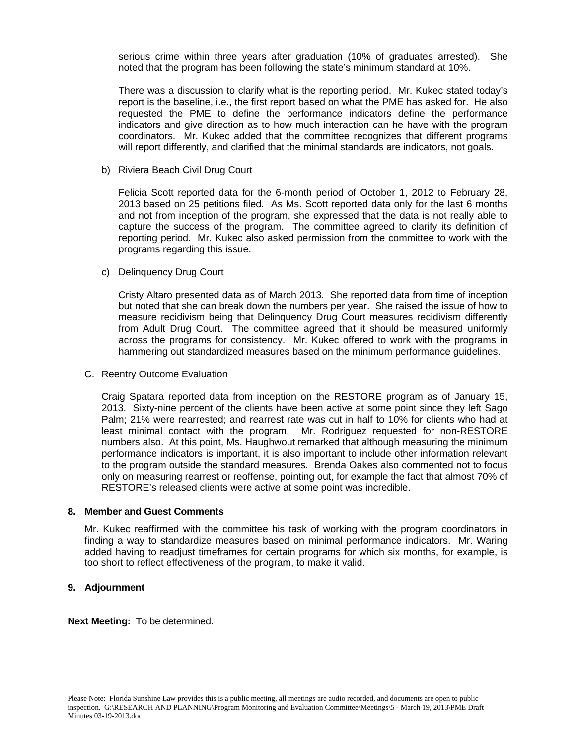serious crime within three years after graduation (10% of graduates arrested). She noted that the program has been following the state's minimum standard at 10%.

There was a discussion to clarify what is the reporting period. Mr. Kukec stated today's report is the baseline, i.e., the first report based on what the PME has asked for. He also requested the PME to define the performance indicators define the performance indicators and give direction as to how much interaction can he have with the program coordinators. Mr. Kukec added that the committee recognizes that different programs will report differently, and clarified that the minimal standards are indicators, not goals.

b) Riviera Beach Civil Drug Court

Felicia Scott reported data for the 6-month period of October 1, 2012 to February 28, 2013 based on 25 petitions filed. As Ms. Scott reported data only for the last 6 months and not from inception of the program, she expressed that the data is not really able to capture the success of the program. The committee agreed to clarify its definition of reporting period. Mr. Kukec also asked permission from the committee to work with the programs regarding this issue.

c) Delinquency Drug Court

Cristy Altaro presented data as of March 2013. She reported data from time of inception but noted that she can break down the numbers per year. She raised the issue of how to measure recidivism being that Delinquency Drug Court measures recidivism differently from Adult Drug Court. The committee agreed that it should be measured uniformly across the programs for consistency. Mr. Kukec offered to work with the programs in hammering out standardized measures based on the minimum performance guidelines.

C. Reentry Outcome Evaluation

Craig Spatara reported data from inception on the RESTORE program as of January 15, 2013. Sixty-nine percent of the clients have been active at some point since they left Sago Palm; 21% were rearrested; and rearrest rate was cut in half to 10% for clients who had at least minimal contact with the program. Mr. Rodriguez requested for non-RESTORE numbers also. At this point, Ms. Haughwout remarked that although measuring the minimum performance indicators is important, it is also important to include other information relevant to the program outside the standard measures. Brenda Oakes also commented not to focus only on measuring rearrest or reoffense, pointing out, for example the fact that almost 70% of RESTORE's released clients were active at some point was incredible.

## 8. Member and Guest Comments

Mr. Kukec reaffirmed with the committee his task of working with the program coordinators in finding a way to standardize measures based on minimal performance indicators. Mr. Waring added having to readjust timeframes for certain programs for which six months, for example, is too short to reflect effectiveness of the program, to make it valid.

## 9. Adjournment

**Next Meeting:** To be determined.

Please Note: Florida Sunshine Law provides this is a public meeting, all meetings are audio recorded, and documents are open to public inspection. G:\RESEARCH AND PLANNING\Program Monitoring and Evaluation Committee\Meetings\5 - March 19, 2013\PME Draft Minutes 03-19-2013.doc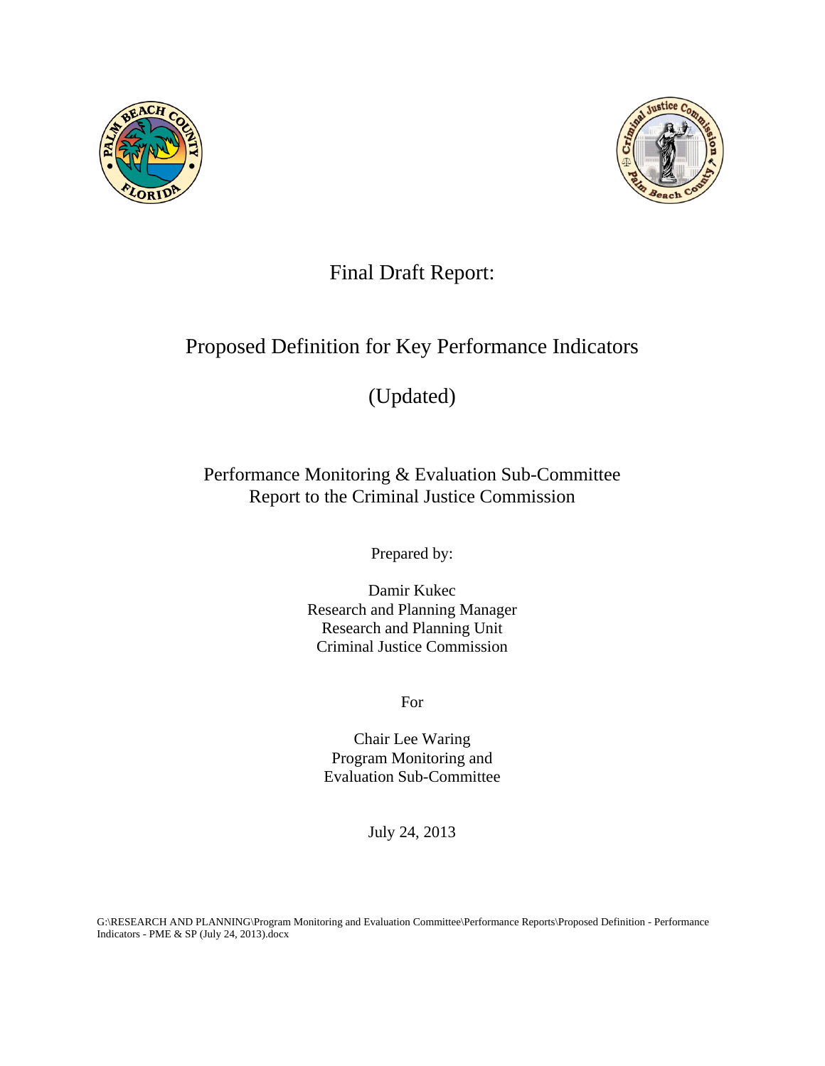# Final Draft Report:

## Proposed Definition for Key Performance Indicators

## (Updated)

Performance Monitoring & Evaluation Sub-Committee
Report to the Criminal Justice Commission

Prepared by:

Damir Kukec
Research and Planning Manager
Research and Planning Unit
Criminal Justice Commission

For

Chair Lee Waring
Program Monitoring and
Evaluation Sub-Committee

July 24, 2013

G:\RESEARCH AND PLANNING\Program Monitoring and Evaluation Committee\Performance Reports\Proposed Definition - Performance Indicators - PME & SP (July 24, 2013).docx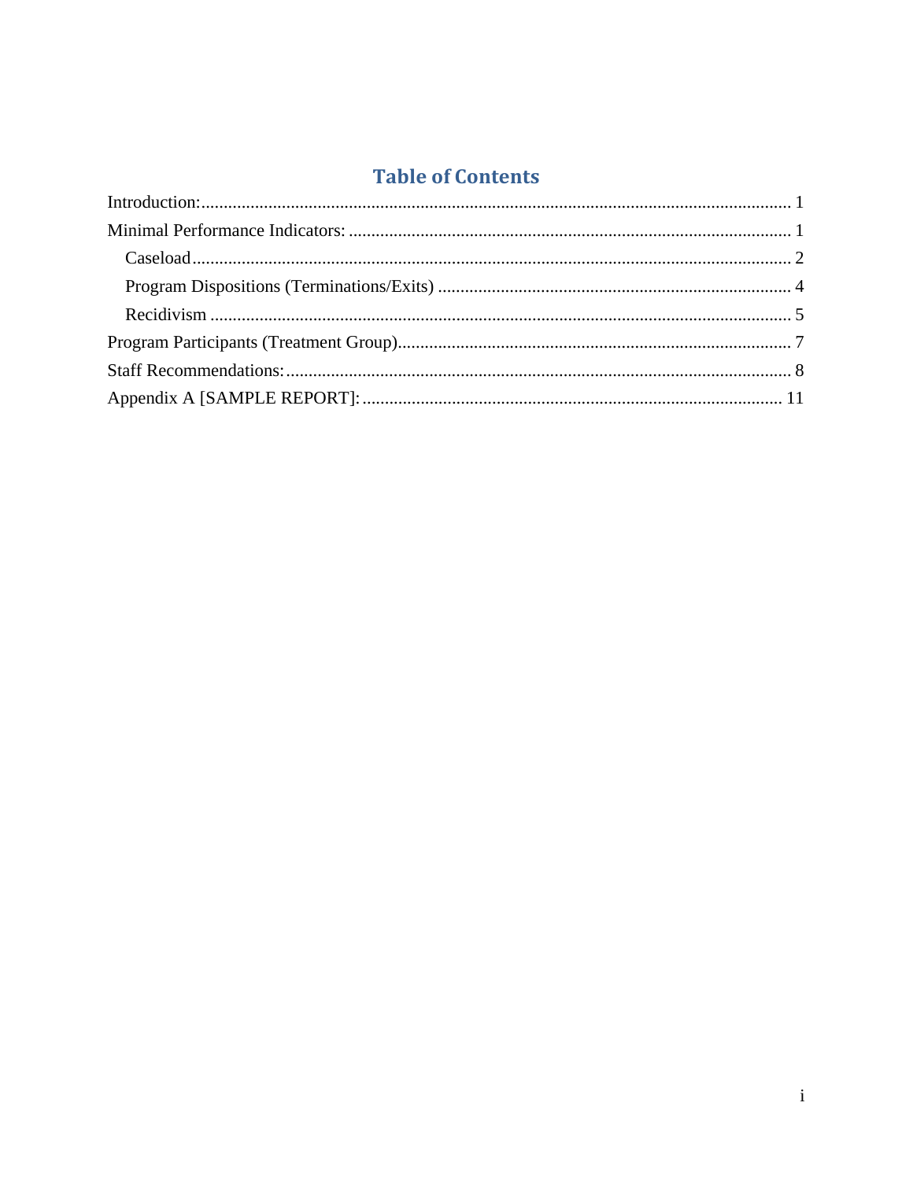# Table of Contents

Introduction: ... 1

Minimal Performance Indicators: ... 1

- Caseload ... 2
- Program Dispositions (Terminations/Exits) ... 4
- Recidivism ... 5

Program Participants (Treatment Group) ... 7

Staff Recommendations: ... 8

Appendix A [SAMPLE REPORT]: ... 11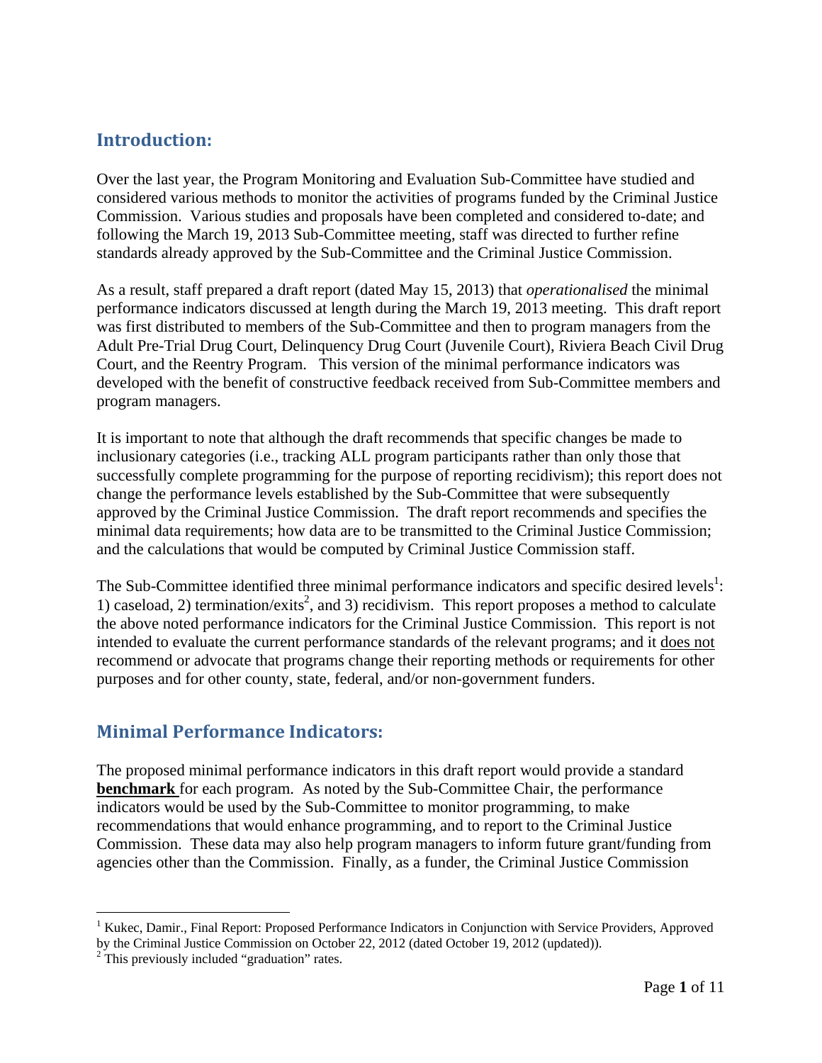## Introduction:

Over the last year, the Program Monitoring and Evaluation Sub-Committee have studied and considered various methods to monitor the activities of programs funded by the Criminal Justice Commission. Various studies and proposals have been completed and considered to-date; and following the March 19, 2013 Sub-Committee meeting, staff was directed to further refine standards already approved by the Sub-Committee and the Criminal Justice Commission.

As a result, staff prepared a draft report (dated May 15, 2013) that *operationalised* the minimal performance indicators discussed at length during the March 19, 2013 meeting. This draft report was first distributed to members of the Sub-Committee and then to program managers from the Adult Pre-Trial Drug Court, Delinquency Drug Court (Juvenile Court), Riviera Beach Civil Drug Court, and the Reentry Program. This version of the minimal performance indicators was developed with the benefit of constructive feedback received from Sub-Committee members and program managers.

It is important to note that although the draft recommends that specific changes be made to inclusionary categories (i.e., tracking ALL program participants rather than only those that successfully complete programming for the purpose of reporting recidivism); this report does not change the performance levels established by the Sub-Committee that were subsequently approved by the Criminal Justice Commission. The draft report recommends and specifies the minimal data requirements; how data are to be transmitted to the Criminal Justice Commission; and the calculations that would be computed by Criminal Justice Commission staff.

The Sub-Committee identified three minimal performance indicators and specific desired levels[1]: 1) caseload, 2) termination/exits[2], and 3) recidivism. This report proposes a method to calculate the above noted performance indicators for the Criminal Justice Commission. This report is not intended to evaluate the current performance standards of the relevant programs; and it <u>does not</u> recommend or advocate that programs change their reporting methods or requirements for other purposes and for other county, state, federal, and/or non-government funders.

## Minimal Performance Indicators:

The proposed minimal performance indicators in this draft report would provide a standard **<u>benchmark</u>** for each program. As noted by the Sub-Committee Chair, the performance indicators would be used by the Sub-Committee to monitor programming, to make recommendations that would enhance programming, and to report to the Criminal Justice Commission. These data may also help program managers to inform future grant/funding from agencies other than the Commission. Finally, as a funder, the Criminal Justice Commission

---

[1] Kukec, Damir., Final Report: Proposed Performance Indicators in Conjunction with Service Providers, Approved by the Criminal Justice Commission on October 22, 2012 (dated October 19, 2012 (updated)).

[2] This previously included "graduation" rates.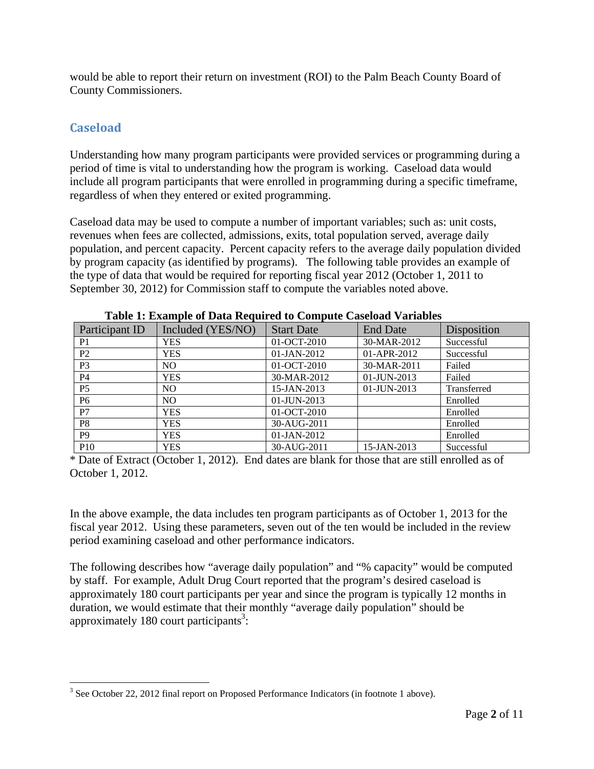would be able to report their return on investment (ROI) to the Palm Beach County Board of County Commissioners.

## Caseload

Understanding how many program participants were provided services or programming during a period of time is vital to understanding how the program is working. Caseload data would include all program participants that were enrolled in programming during a specific timeframe, regardless of when they entered or exited programming.

Caseload data may be used to compute a number of important variables; such as: unit costs, revenues when fees are collected, admissions, exits, total population served, average daily population, and percent capacity. Percent capacity refers to the average daily population divided by program capacity (as identified by programs). The following table provides an example of the type of data that would be required for reporting fiscal year 2012 (October 1, 2011 to September 30, 2012) for Commission staff to compute the variables noted above.

**Table 1: Example of Data Required to Compute Caseload Variables**

| Participant ID | Included (YES/NO) | Start Date | End Date | Disposition |
|---|---|---|---|---|
| P1 | YES | 01-OCT-2010 | 30-MAR-2012 | Successful |
| P2 | YES | 01-JAN-2012 | 01-APR-2012 | Successful |
| P3 | NO | 01-OCT-2010 | 30-MAR-2011 | Failed |
| P4 | YES | 30-MAR-2012 | 01-JUN-2013 | Failed |
| P5 | NO | 15-JAN-2013 | 01-JUN-2013 | Transferred |
| P6 | NO | 01-JUN-2013 | | Enrolled |
| P7 | YES | 01-OCT-2010 | | Enrolled |
| P8 | YES | 30-AUG-2011 | | Enrolled |
| P9 | YES | 01-JAN-2012 | | Enrolled |
| P10 | YES | 30-AUG-2011 | 15-JAN-2013 | Successful |

* Date of Extract (October 1, 2012). End dates are blank for those that are still enrolled as of October 1, 2012.

In the above example, the data includes ten program participants as of October 1, 2013 for the fiscal year 2012. Using these parameters, seven out of the ten would be included in the review period examining caseload and other performance indicators.

The following describes how "average daily population" and "% capacity" would be computed by staff. For example, Adult Drug Court reported that the program's desired caseload is approximately 180 court participants per year and since the program is typically 12 months in duration, we would estimate that their monthly "average daily population" should be approximately 180 court participants[3]:

[3] See October 22, 2012 final report on Proposed Performance Indicators (in footnote 1 above).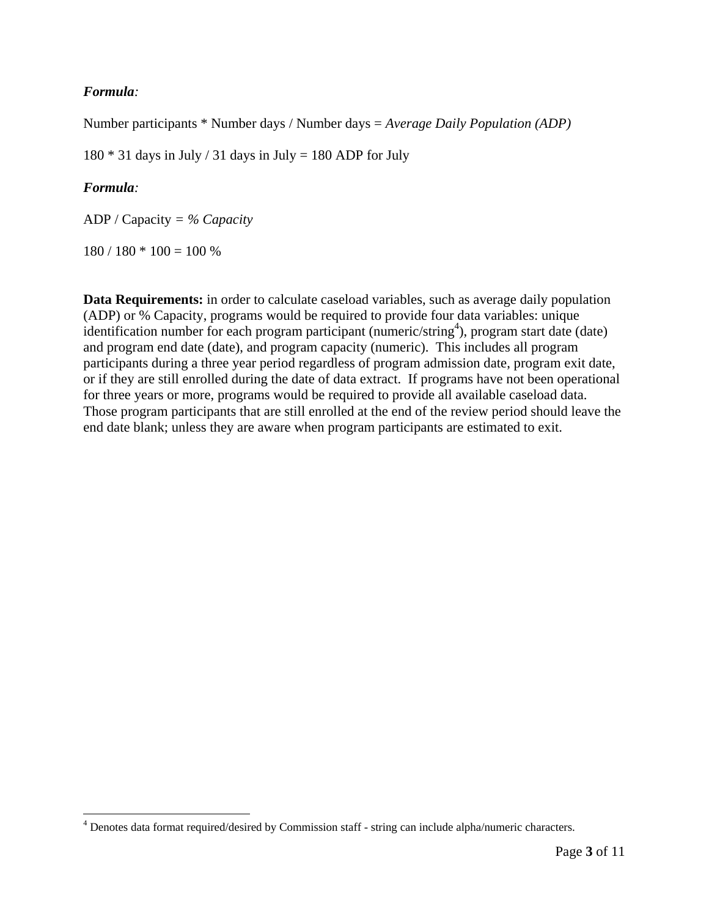***Formula:***

Number participants * Number days / Number days = *Average Daily Population (ADP)*

180 * 31 days in July / 31 days in July = 180 ADP for July

***Formula:***

ADP / Capacity = *% Capacity*

180 / 180 * 100 = 100 %

**Data Requirements:** in order to calculate caseload variables, such as average daily population (ADP) or % Capacity, programs would be required to provide four data variables: unique identification number for each program participant (numeric/string[4]), program start date (date) and program end date (date), and program capacity (numeric). This includes all program participants during a three year period regardless of program admission date, program exit date, or if they are still enrolled during the date of data extract. If programs have not been operational for three years or more, programs would be required to provide all available caseload data. Those program participants that are still enrolled at the end of the review period should leave the end date blank; unless they are aware when program participants are estimated to exit.

[4] Denotes data format required/desired by Commission staff - string can include alpha/numeric characters.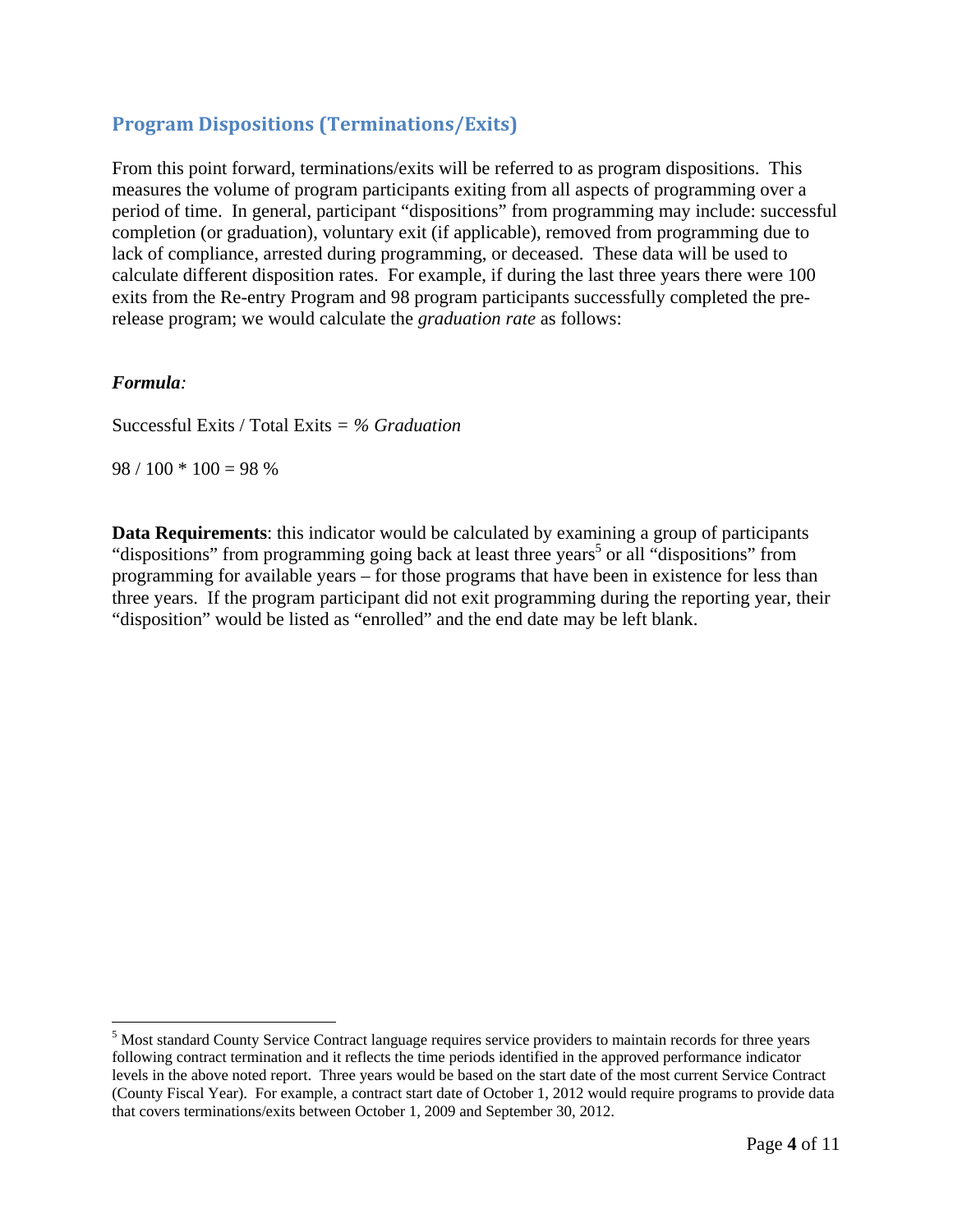## Program Dispositions (Terminations/Exits)

From this point forward, terminations/exits will be referred to as program dispositions. This measures the volume of program participants exiting from all aspects of programming over a period of time. In general, participant "dispositions" from programming may include: successful completion (or graduation), voluntary exit (if applicable), removed from programming due to lack of compliance, arrested during programming, or deceased. These data will be used to calculate different disposition rates. For example, if during the last three years there were 100 exits from the Re-entry Program and 98 program participants successfully completed the pre-release program; we would calculate the *graduation rate* as follows:

***Formula**:*

Successful Exits / Total Exits = *% Graduation*

98 / 100 * 100 = 98 %

**Data Requirements**: this indicator would be calculated by examining a group of participants "dispositions" from programming going back at least three years[5] or all "dispositions" from programming for available years – for those programs that have been in existence for less than three years. If the program participant did not exit programming during the reporting year, their "disposition" would be listed as "enrolled" and the end date may be left blank.

---

[5] Most standard County Service Contract language requires service providers to maintain records for three years following contract termination and it reflects the time periods identified in the approved performance indicator levels in the above noted report. Three years would be based on the start date of the most current Service Contract (County Fiscal Year). For example, a contract start date of October 1, 2012 would require programs to provide data that covers terminations/exits between October 1, 2009 and September 30, 2012.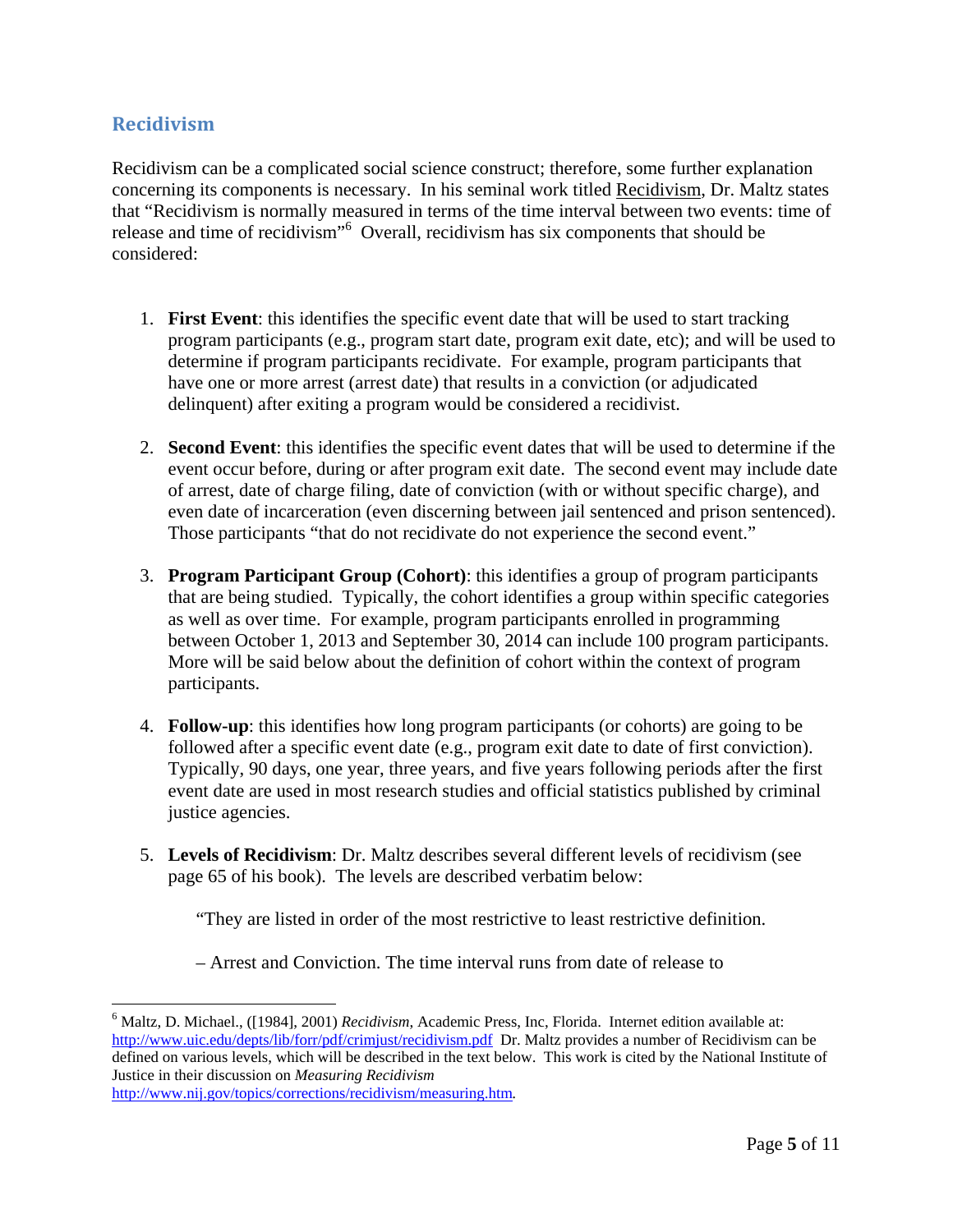## Recidivism

Recidivism can be a complicated social science construct; therefore, some further explanation concerning its components is necessary. In his seminal work titled Recidivism, Dr. Maltz states that "Recidivism is normally measured in terms of the time interval between two events: time of release and time of recidivism"[6] Overall, recidivism has six components that should be considered:

1. **First Event**: this identifies the specific event date that will be used to start tracking program participants (e.g., program start date, program exit date, etc); and will be used to determine if program participants recidivate. For example, program participants that have one or more arrest (arrest date) that results in a conviction (or adjudicated delinquent) after exiting a program would be considered a recidivist.

2. **Second Event**: this identifies the specific event dates that will be used to determine if the event occur before, during or after program exit date. The second event may include date of arrest, date of charge filing, date of conviction (with or without specific charge), and even date of incarceration (even discerning between jail sentenced and prison sentenced). Those participants "that do not recidivate do not experience the second event."

3. **Program Participant Group (Cohort)**: this identifies a group of program participants that are being studied. Typically, the cohort identifies a group within specific categories as well as over time. For example, program participants enrolled in programming between October 1, 2013 and September 30, 2014 can include 100 program participants. More will be said below about the definition of cohort within the context of program participants.

4. **Follow-up**: this identifies how long program participants (or cohorts) are going to be followed after a specific event date (e.g., program exit date to date of first conviction). Typically, 90 days, one year, three years, and five years following periods after the first event date are used in most research studies and official statistics published by criminal justice agencies.

5. **Levels of Recidivism**: Dr. Maltz describes several different levels of recidivism (see page 65 of his book). The levels are described verbatim below:

   "They are listed in order of the most restrictive to least restrictive definition.

   – Arrest and Conviction. The time interval runs from date of release to

[6] Maltz, D. Michael., ([1984], 2001) *Recidivism*, Academic Press, Inc, Florida. Internet edition available at: http://www.uic.edu/depts/lib/forr/pdf/crimjust/recidivism.pdf Dr. Maltz provides a number of Recidivism can be defined on various levels, which will be described in the text below. This work is cited by the National Institute of Justice in their discussion on *Measuring Recidivism* http://www.nij.gov/topics/corrections/recidivism/measuring.htm.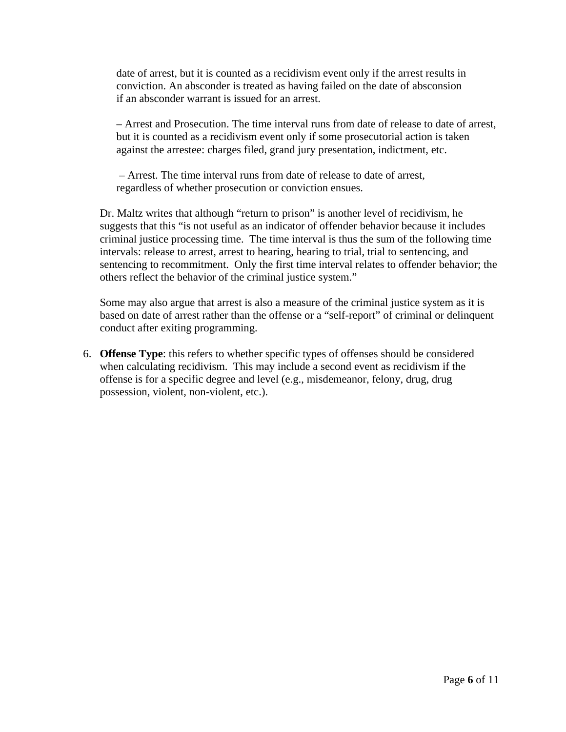date of arrest, but it is counted as a recidivism event only if the arrest results in conviction. An absconder is treated as having failed on the date of absconsion if an absconder warrant is issued for an arrest.

– Arrest and Prosecution. The time interval runs from date of release to date of arrest, but it is counted as a recidivism event only if some prosecutorial action is taken against the arrestee: charges filed, grand jury presentation, indictment, etc.

– Arrest. The time interval runs from date of release to date of arrest, regardless of whether prosecution or conviction ensues.

Dr. Maltz writes that although “return to prison” is another level of recidivism, he suggests that this “is not useful as an indicator of offender behavior because it includes criminal justice processing time. The time interval is thus the sum of the following time intervals: release to arrest, arrest to hearing, hearing to trial, trial to sentencing, and sentencing to recommitment. Only the first time interval relates to offender behavior; the others reflect the behavior of the criminal justice system.”

Some may also argue that arrest is also a measure of the criminal justice system as it is based on date of arrest rather than the offense or a “self-report” of criminal or delinquent conduct after exiting programming.

6. **Offense Type**: this refers to whether specific types of offenses should be considered when calculating recidivism. This may include a second event as recidivism if the offense is for a specific degree and level (e.g., misdemeanor, felony, drug, drug possession, violent, non-violent, etc.).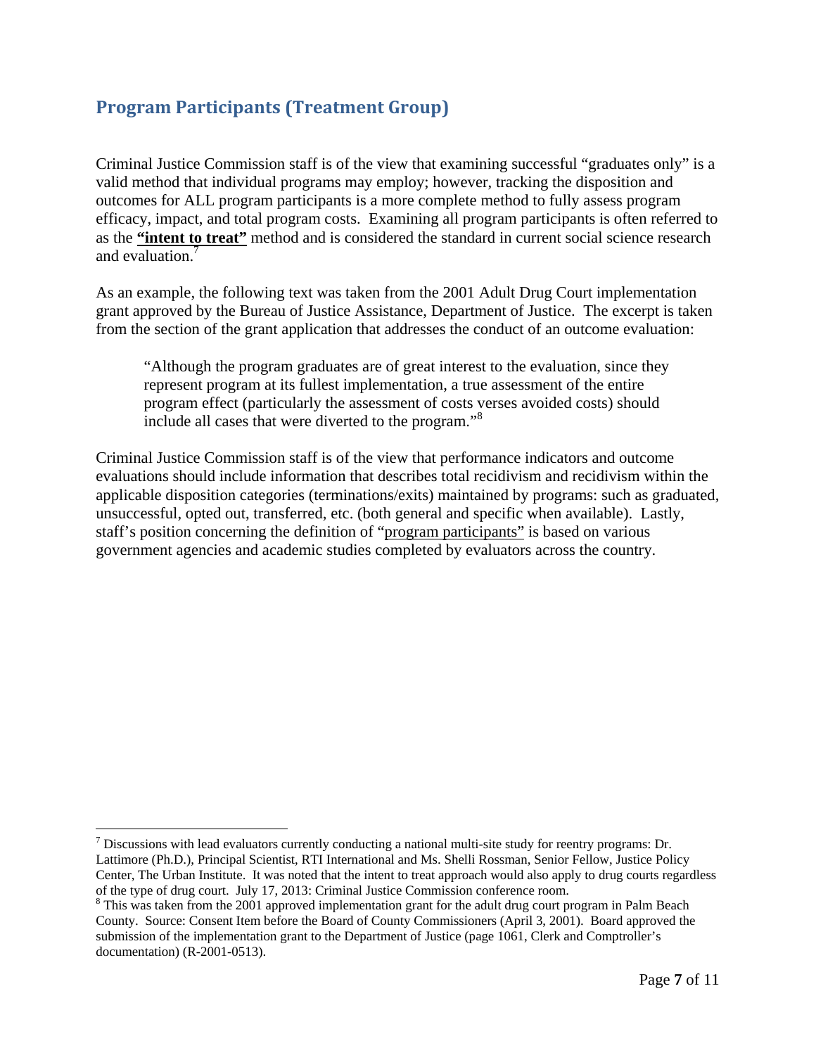## Program Participants (Treatment Group)

Criminal Justice Commission staff is of the view that examining successful "graduates only" is a valid method that individual programs may employ; however, tracking the disposition and outcomes for ALL program participants is a more complete method to fully assess program efficacy, impact, and total program costs. Examining all program participants is often referred to as the <u>**"intent to treat"**</u> method and is considered the standard in current social science research and evaluation.[7]

As an example, the following text was taken from the 2001 Adult Drug Court implementation grant approved by the Bureau of Justice Assistance, Department of Justice. The excerpt is taken from the section of the grant application that addresses the conduct of an outcome evaluation:

> "Although the program graduates are of great interest to the evaluation, since they represent program at its fullest implementation, a true assessment of the entire program effect (particularly the assessment of costs verses avoided costs) should include all cases that were diverted to the program."[8]

Criminal Justice Commission staff is of the view that performance indicators and outcome evaluations should include information that describes total recidivism and recidivism within the applicable disposition categories (terminations/exits) maintained by programs: such as graduated, unsuccessful, opted out, transferred, etc. (both general and specific when available). Lastly, staff's position concerning the definition of "<u>program participants</u>" is based on various government agencies and academic studies completed by evaluators across the country.

---

[7] Discussions with lead evaluators currently conducting a national multi-site study for reentry programs: Dr. Lattimore (Ph.D.), Principal Scientist, RTI International and Ms. Shelli Rossman, Senior Fellow, Justice Policy Center, The Urban Institute. It was noted that the intent to treat approach would also apply to drug courts regardless of the type of drug court. July 17, 2013: Criminal Justice Commission conference room.

[8] This was taken from the 2001 approved implementation grant for the adult drug court program in Palm Beach County. Source: Consent Item before the Board of County Commissioners (April 3, 2001). Board approved the submission of the implementation grant to the Department of Justice (page 1061, Clerk and Comptroller's documentation) (R-2001-0513).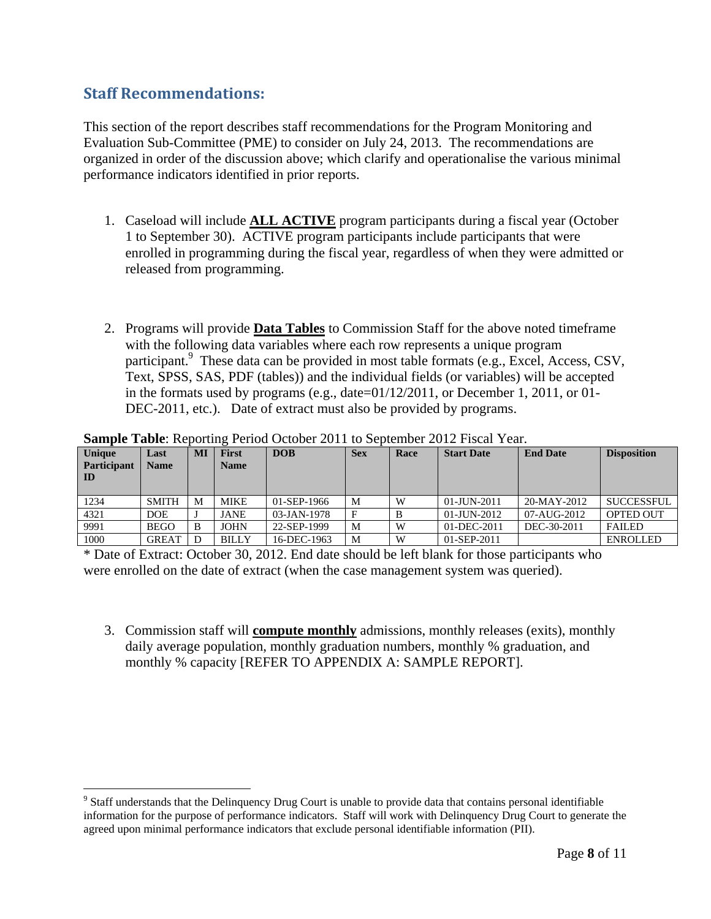## Staff Recommendations:

This section of the report describes staff recommendations for the Program Monitoring and Evaluation Sub-Committee (PME) to consider on July 24, 2013. The recommendations are organized in order of the discussion above; which clarify and operationalise the various minimal performance indicators identified in prior reports.

1. Caseload will include **ALL ACTIVE** program participants during a fiscal year (October 1 to September 30). ACTIVE program participants include participants that were enrolled in programming during the fiscal year, regardless of when they were admitted or released from programming.

2. Programs will provide **Data Tables** to Commission Staff for the above noted timeframe with the following data variables where each row represents a unique program participant.[9] These data can be provided in most table formats (e.g., Excel, Access, CSV, Text, SPSS, SAS, PDF (tables)) and the individual fields (or variables) will be accepted in the formats used by programs (e.g., date=01/12/2011, or December 1, 2011, or 01-DEC-2011, etc.). Date of extract must also be provided by programs.

**Sample Table**: Reporting Period October 2011 to September 2012 Fiscal Year.

| Unique Participant ID | Last Name | MI | First Name | DOB | Sex | Race | Start Date | End Date | Disposition |
|---|---|---|---|---|---|---|---|---|---|
| 1234 | SMITH | M | MIKE | 01-SEP-1966 | M | W | 01-JUN-2011 | 20-MAY-2012 | SUCCESSFUL |
| 4321 | DOE | J | JANE | 03-JAN-1978 | F | B | 01-JUN-2012 | 07-AUG-2012 | OPTED OUT |
| 9991 | BEGO | B | JOHN | 22-SEP-1999 | M | W | 01-DEC-2011 | DEC-30-2011 | FAILED |
| 1000 | GREAT | D | BILLY | 16-DEC-1963 | M | W | 01-SEP-2011 | | ENROLLED |

\* Date of Extract: October 30, 2012. End date should be left blank for those participants who were enrolled on the date of extract (when the case management system was queried).

3. Commission staff will **compute monthly** admissions, monthly releases (exits), monthly daily average population, monthly graduation numbers, monthly % graduation, and monthly % capacity [REFER TO APPENDIX A: SAMPLE REPORT].

---

[9] Staff understands that the Delinquency Drug Court is unable to provide data that contains personal identifiable information for the purpose of performance indicators. Staff will work with Delinquency Drug Court to generate the agreed upon minimal performance indicators that exclude personal identifiable information (PII).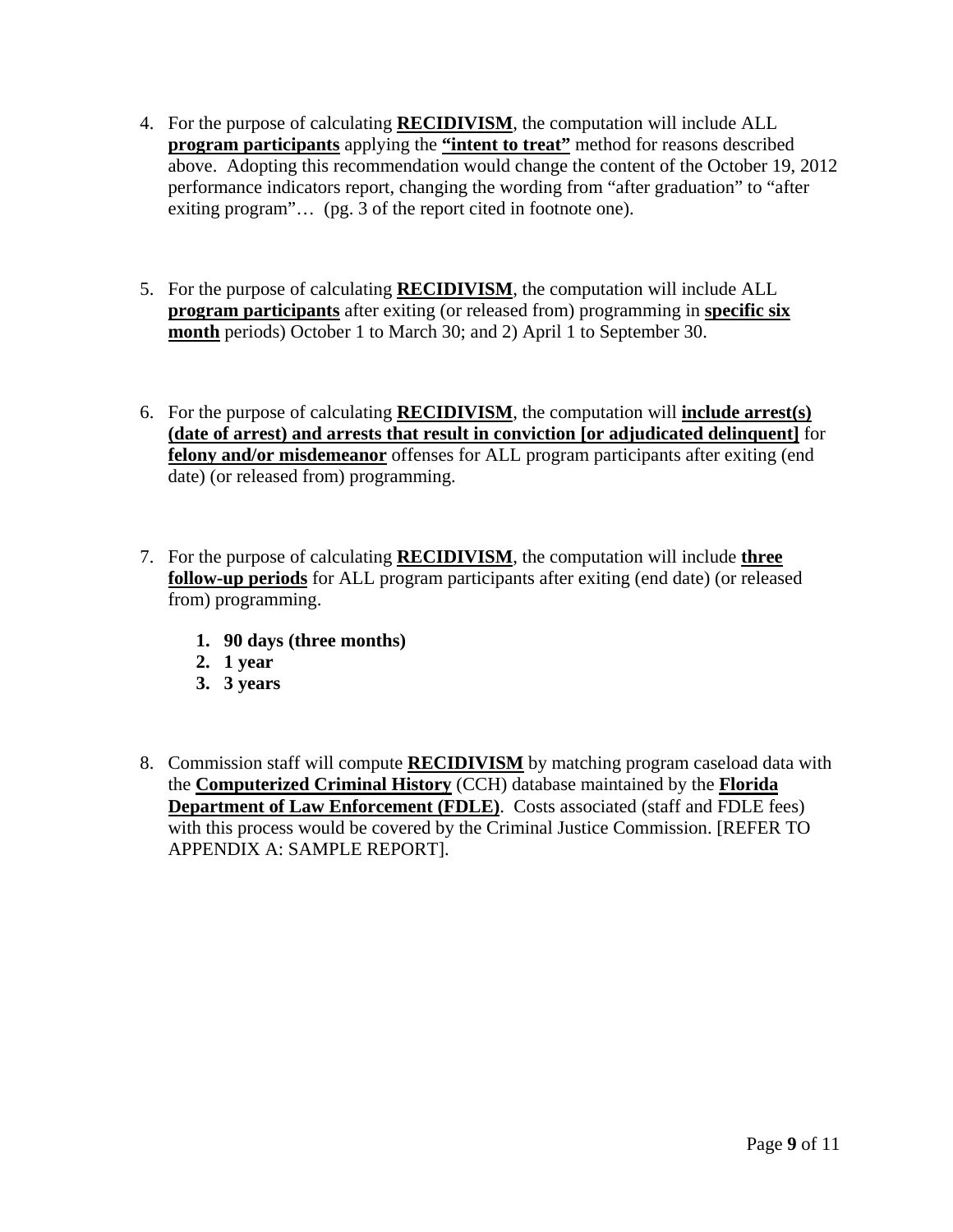4. For the purpose of calculating **RECIDIVISM**, the computation will include ALL **program participants** applying the **"intent to treat"** method for reasons described above. Adopting this recommendation would change the content of the October 19, 2012 performance indicators report, changing the wording from "after graduation" to "after exiting program"… (pg. 3 of the report cited in footnote one).

5. For the purpose of calculating **RECIDIVISM**, the computation will include ALL **program participants** after exiting (or released from) programming in **specific six month** periods) October 1 to March 30; and 2) April 1 to September 30.

6. For the purpose of calculating **RECIDIVISM**, the computation will **include arrest(s) (date of arrest) and arrests that result in conviction [or adjudicated delinquent]** for **felony and/or misdemeanor** offenses for ALL program participants after exiting (end date) (or released from) programming.

7. For the purpose of calculating **RECIDIVISM**, the computation will include **three follow-up periods** for ALL program participants after exiting (end date) (or released from) programming.

   1. **90 days (three months)**
   2. **1 year**
   3. **3 years**

8. Commission staff will compute **RECIDIVISM** by matching program caseload data with the **Computerized Criminal History** (CCH) database maintained by the **Florida Department of Law Enforcement (FDLE)**. Costs associated (staff and FDLE fees) with this process would be covered by the Criminal Justice Commission. [REFER TO APPENDIX A: SAMPLE REPORT].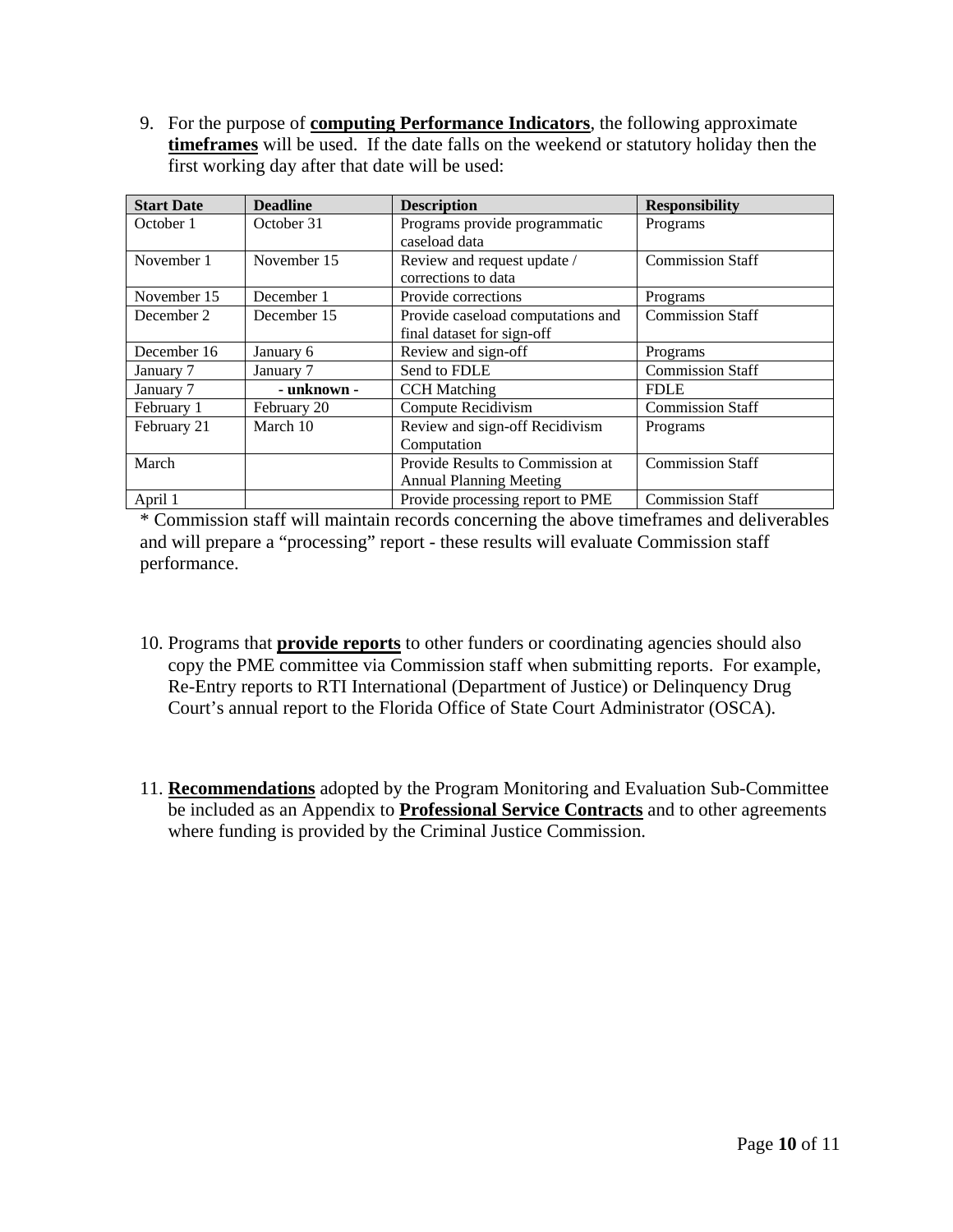9. For the purpose of **computing Performance Indicators**, the following approximate **timeframes** will be used. If the date falls on the weekend or statutory holiday then the first working day after that date will be used:

| Start Date | Deadline | Description | Responsibility |
|---|---|---|---|
| October 1 | October 31 | Programs provide programmatic caseload data | Programs |
| November 1 | November 15 | Review and request update / corrections to data | Commission Staff |
| November 15 | December 1 | Provide corrections | Programs |
| December 2 | December 15 | Provide caseload computations and final dataset for sign-off | Commission Staff |
| December 16 | January 6 | Review and sign-off | Programs |
| January 7 | January 7 | Send to FDLE | Commission Staff |
| January 7 | **- unknown -** | CCH Matching | FDLE |
| February 1 | February 20 | Compute Recidivism | Commission Staff |
| February 21 | March 10 | Review and sign-off Recidivism Computation | Programs |
| March | | Provide Results to Commission at Annual Planning Meeting | Commission Staff |
| April 1 | | Provide processing report to PME | Commission Staff |

* Commission staff will maintain records concerning the above timeframes and deliverables and will prepare a "processing" report - these results will evaluate Commission staff performance.

10. Programs that **provide reports** to other funders or coordinating agencies should also copy the PME committee via Commission staff when submitting reports. For example, Re-Entry reports to RTI International (Department of Justice) or Delinquency Drug Court's annual report to the Florida Office of State Court Administrator (OSCA).

11. **Recommendations** adopted by the Program Monitoring and Evaluation Sub-Committee be included as an Appendix to **Professional Service Contracts** and to other agreements where funding is provided by the Criminal Justice Commission.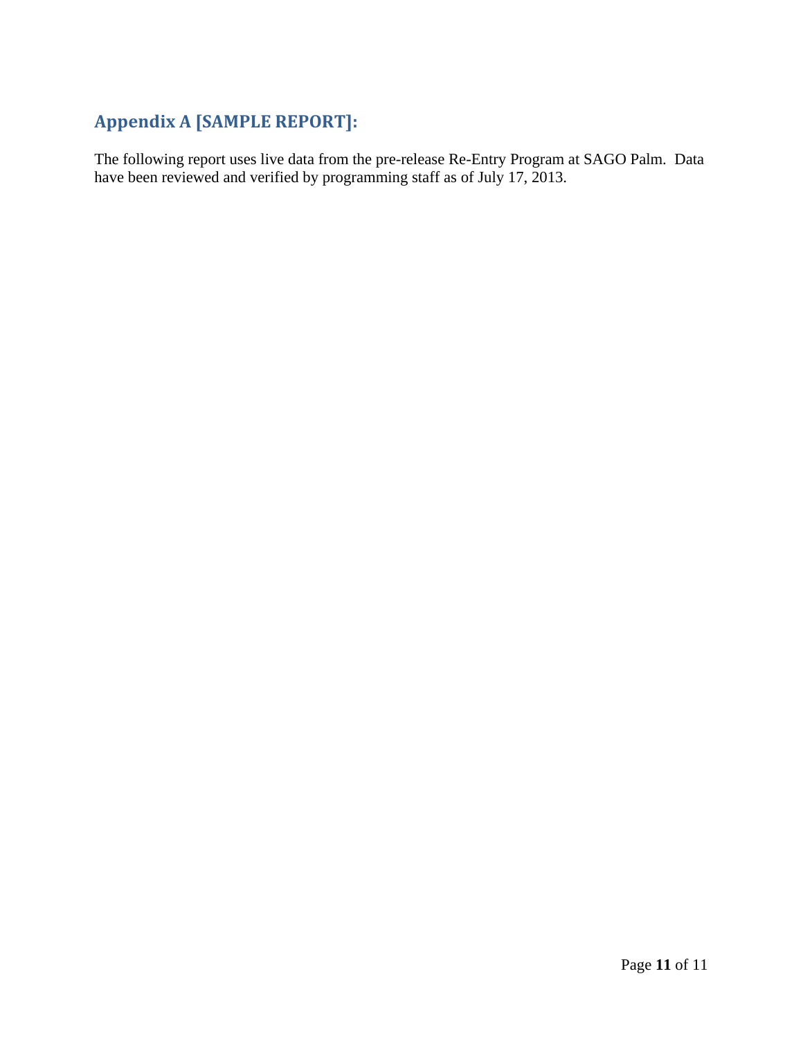## Appendix A [SAMPLE REPORT]:

The following report uses live data from the pre-release Re-Entry Program at SAGO Palm. Data have been reviewed and verified by programming staff as of July 17, 2013.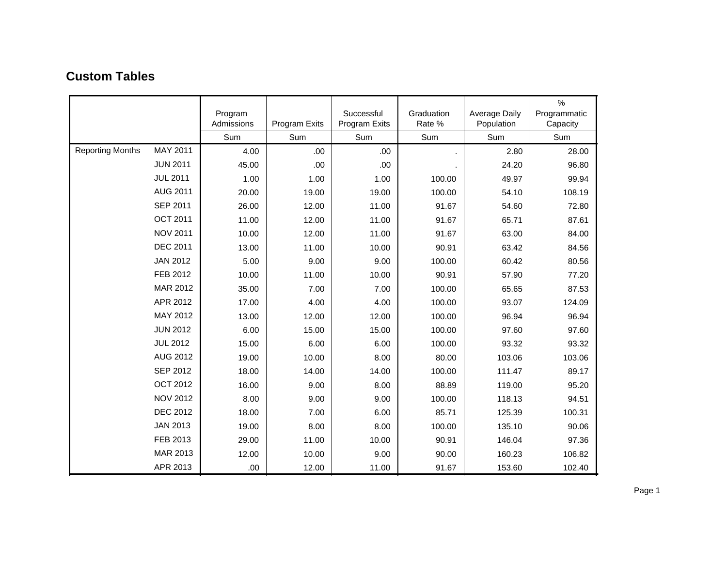## Custom Tables

| | | Program Admissions | Program Exits | Successful Program Exits | Graduation Rate % | Average Daily Population | % Programmatic Capacity |
|---|---|---|---|---|---|---|---|
| | | Sum | Sum | Sum | Sum | Sum | Sum |
| Reporting Months | MAY 2011 | 4.00 | .00 | .00 | . | 2.80 | 28.00 |
| | JUN 2011 | 45.00 | .00 | .00 | . | 24.20 | 96.80 |
| | JUL 2011 | 1.00 | 1.00 | 1.00 | 100.00 | 49.97 | 99.94 |
| | AUG 2011 | 20.00 | 19.00 | 19.00 | 100.00 | 54.10 | 108.19 |
| | SEP 2011 | 26.00 | 12.00 | 11.00 | 91.67 | 54.60 | 72.80 |
| | OCT 2011 | 11.00 | 12.00 | 11.00 | 91.67 | 65.71 | 87.61 |
| | NOV 2011 | 10.00 | 12.00 | 11.00 | 91.67 | 63.00 | 84.00 |
| | DEC 2011 | 13.00 | 11.00 | 10.00 | 90.91 | 63.42 | 84.56 |
| | JAN 2012 | 5.00 | 9.00 | 9.00 | 100.00 | 60.42 | 80.56 |
| | FEB 2012 | 10.00 | 11.00 | 10.00 | 90.91 | 57.90 | 77.20 |
| | MAR 2012 | 35.00 | 7.00 | 7.00 | 100.00 | 65.65 | 87.53 |
| | APR 2012 | 17.00 | 4.00 | 4.00 | 100.00 | 93.07 | 124.09 |
| | MAY 2012 | 13.00 | 12.00 | 12.00 | 100.00 | 96.94 | 96.94 |
| | JUN 2012 | 6.00 | 15.00 | 15.00 | 100.00 | 97.60 | 97.60 |
| | JUL 2012 | 15.00 | 6.00 | 6.00 | 100.00 | 93.32 | 93.32 |
| | AUG 2012 | 19.00 | 10.00 | 8.00 | 80.00 | 103.06 | 103.06 |
| | SEP 2012 | 18.00 | 14.00 | 14.00 | 100.00 | 111.47 | 89.17 |
| | OCT 2012 | 16.00 | 9.00 | 8.00 | 88.89 | 119.00 | 95.20 |
| | NOV 2012 | 8.00 | 9.00 | 9.00 | 100.00 | 118.13 | 94.51 |
| | DEC 2012 | 18.00 | 7.00 | 6.00 | 85.71 | 125.39 | 100.31 |
| | JAN 2013 | 19.00 | 8.00 | 8.00 | 100.00 | 135.10 | 90.06 |
| | FEB 2013 | 29.00 | 11.00 | 10.00 | 90.91 | 146.04 | 97.36 |
| | MAR 2013 | 12.00 | 10.00 | 9.00 | 90.00 | 160.23 | 106.82 |
| | APR 2013 | .00 | 12.00 | 11.00 | 91.67 | 153.60 | 102.40 |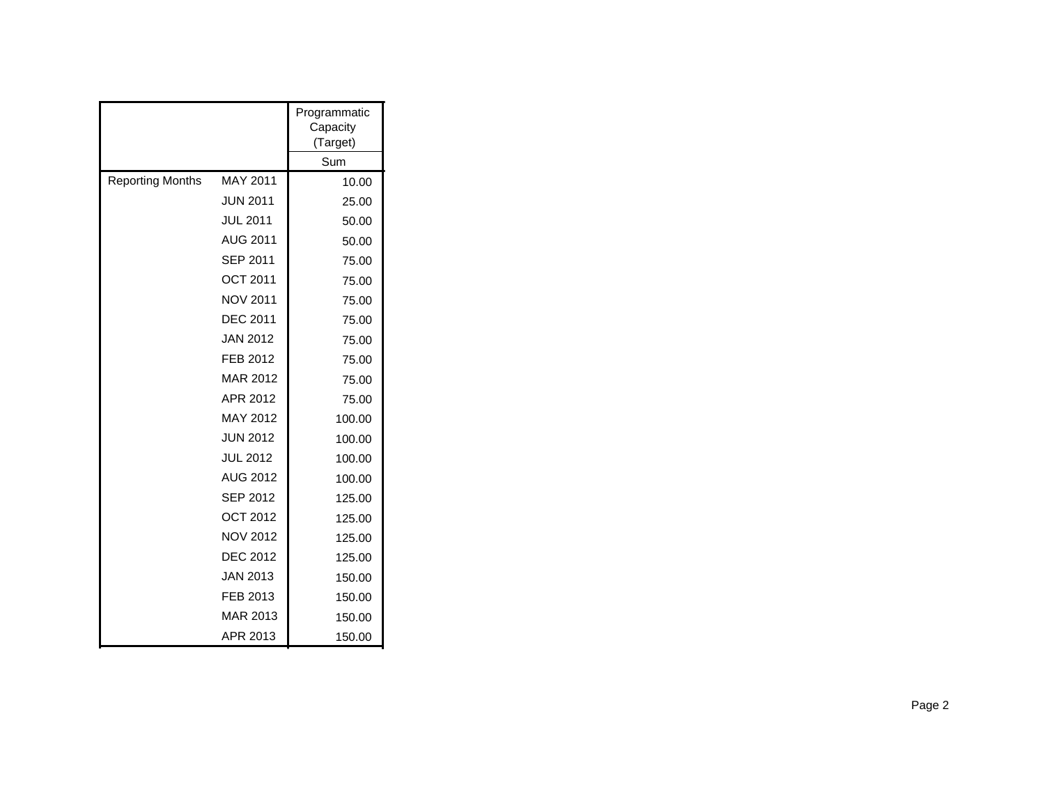| | | Programmatic Capacity (Target) |
|---|---|---|
| | | Sum |
| Reporting Months | MAY 2011 | 10.00 |
| | JUN 2011 | 25.00 |
| | JUL 2011 | 50.00 |
| | AUG 2011 | 50.00 |
| | SEP 2011 | 75.00 |
| | OCT 2011 | 75.00 |
| | NOV 2011 | 75.00 |
| | DEC 2011 | 75.00 |
| | JAN 2012 | 75.00 |
| | FEB 2012 | 75.00 |
| | MAR 2012 | 75.00 |
| | APR 2012 | 75.00 |
| | MAY 2012 | 100.00 |
| | JUN 2012 | 100.00 |
| | JUL 2012 | 100.00 |
| | AUG 2012 | 100.00 |
| | SEP 2012 | 125.00 |
| | OCT 2012 | 125.00 |
| | NOV 2012 | 125.00 |
| | DEC 2012 | 125.00 |
| | JAN 2013 | 150.00 |
| | FEB 2013 | 150.00 |
| | MAR 2013 | 150.00 |
| | APR 2013 | 150.00 |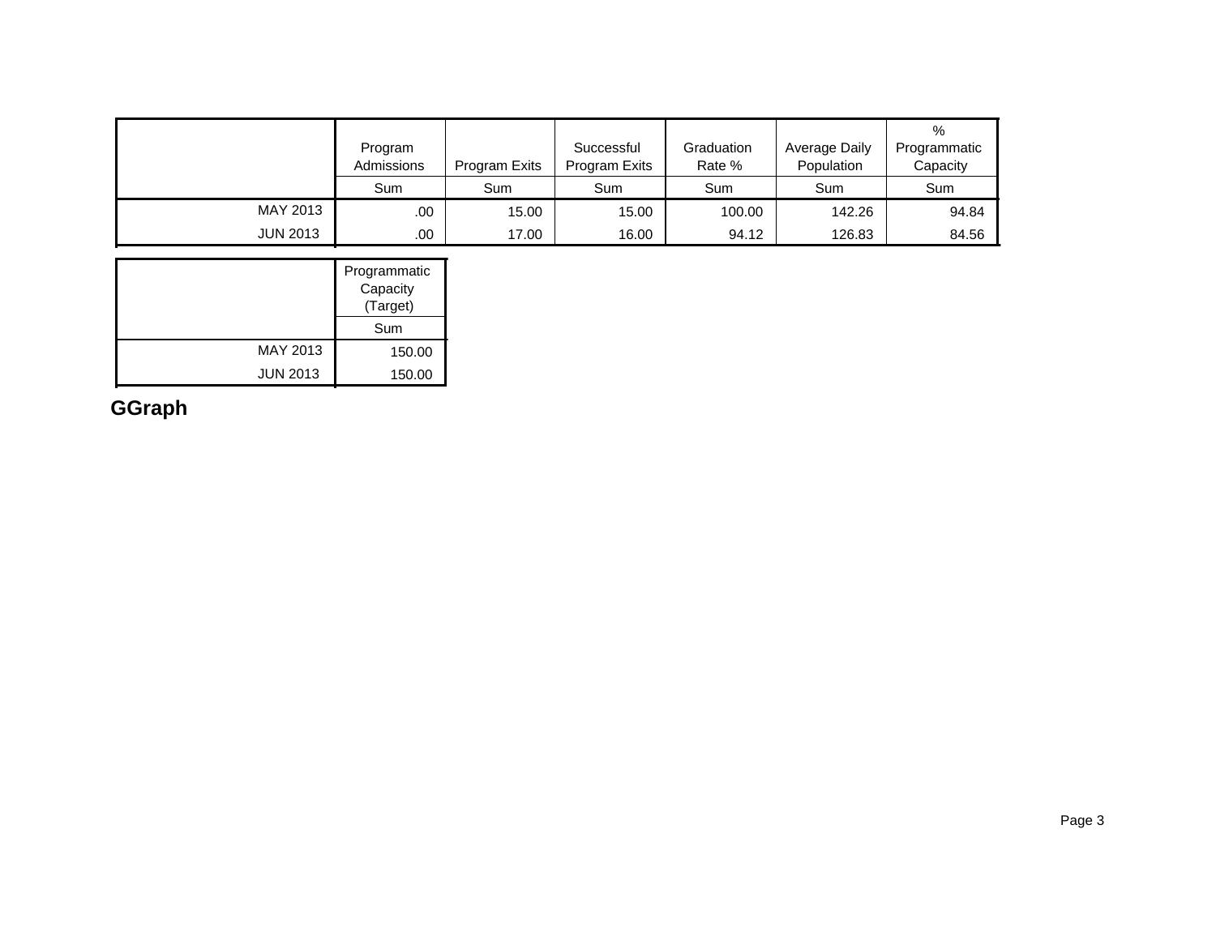| | Program Admissions | Program Exits | Successful Program Exits | Graduation Rate % | Average Daily Population | % Programmatic Capacity | Programmatic Capacity (Target) |
|---|---|---|---|---|---|---|---|
| | Sum | Sum | Sum | Sum | Sum | Sum | Sum |
| MAY 2013 | .00 | 15.00 | 15.00 | 100.00 | 142.26 | 94.84 | 150.00 |
| JUN 2013 | .00 | 17.00 | 16.00 | 94.12 | 126.83 | 84.56 | 150.00 |

## GGraph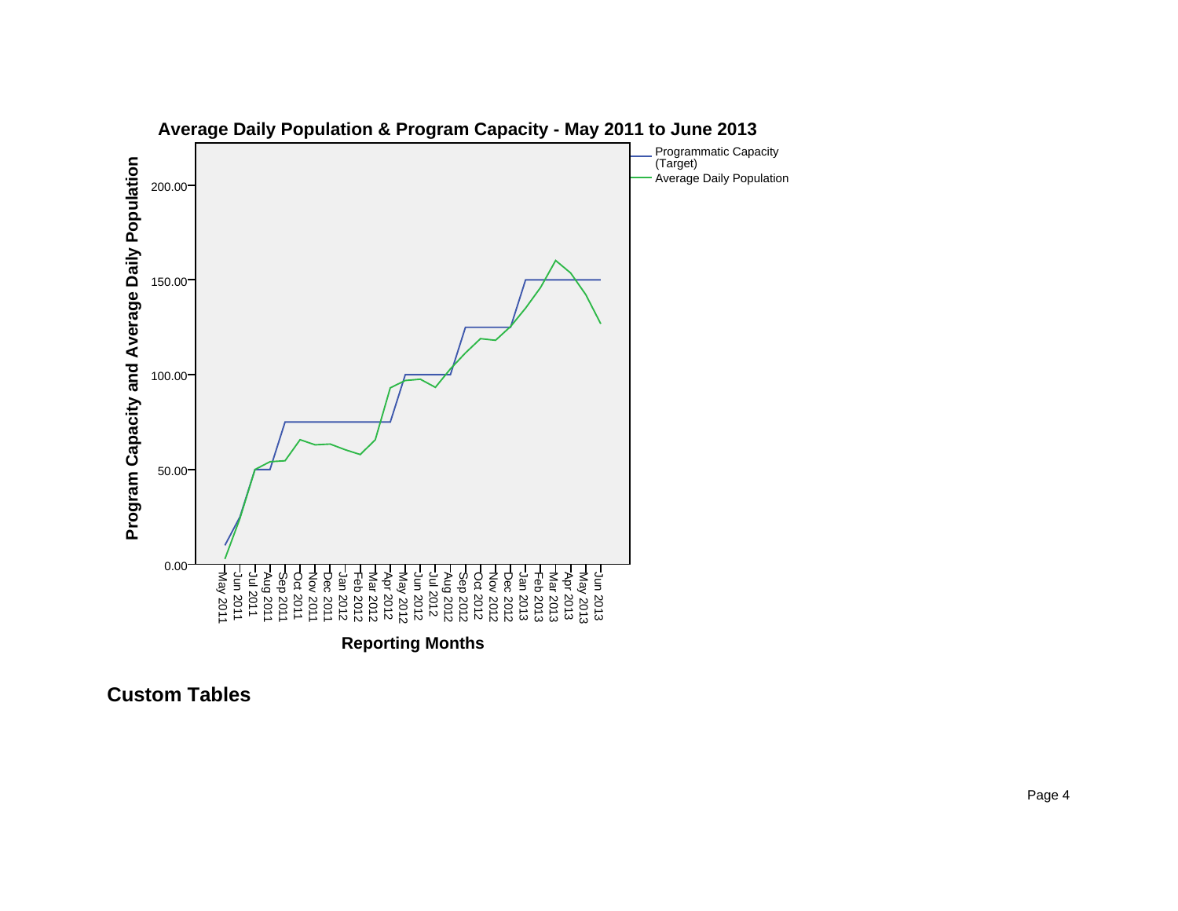**Average Daily Population & Program Capacity - May 2011 to June 2013**

Legend:
- Programmatic Capacity (Target)
- Average Daily Population

Y-axis: Program Capacity and Average Daily Population (0.00, 50.00, 100.00, 150.00, 200.00)

X-axis: Reporting Months (May 2011, Jun 2011, Jul 2011, Aug 2011, Sep 2011, Oct 2011, Nov 2011, Dec 2011, Jan 2012, Feb 2012, Mar 2012, Apr 2012, May 2012, Jun 2012, Jul 2012, Aug 2012, Sep 2012, Oct 2012, Nov 2012, Dec 2012, Jan 2013, Feb 2013, Mar 2013, Apr 2013, May 2013, Jun 2013)

## Custom Tables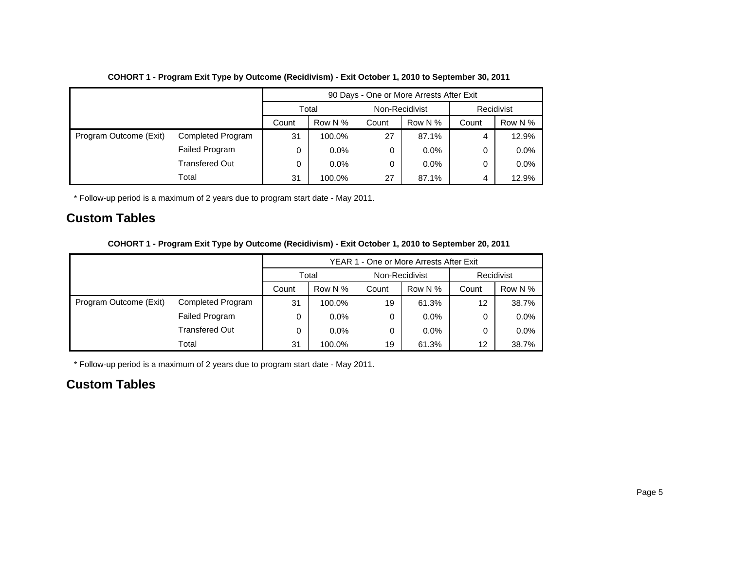**COHORT 1 - Program Exit Type by Outcome (Recidivism) - Exit October 1, 2010 to September 30, 2011**

| | | 90 Days - One or More Arrests After Exit | | | | | |
|---|---|---|---|---|---|---|---|
| | | Total | | Non-Recidivist | | Recidivist | |
| | | Count | Row N % | Count | Row N % | Count | Row N % |
| Program Outcome (Exit) | Completed Program | 31 | 100.0% | 27 | 87.1% | 4 | 12.9% |
| | Failed Program | 0 | 0.0% | 0 | 0.0% | 0 | 0.0% |
| | Transfered Out | 0 | 0.0% | 0 | 0.0% | 0 | 0.0% |
| | Total | 31 | 100.0% | 27 | 87.1% | 4 | 12.9% |

* Follow-up period is a maximum of 2 years due to program start date - May 2011.

## Custom Tables

**COHORT 1 - Program Exit Type by Outcome (Recidivism) - Exit October 1, 2010 to September 20, 2011**

| | | YEAR 1 - One or More Arrests After Exit | | | | | |
|---|---|---|---|---|---|---|---|
| | | Total | | Non-Recidivist | | Recidivist | |
| | | Count | Row N % | Count | Row N % | Count | Row N % |
| Program Outcome (Exit) | Completed Program | 31 | 100.0% | 19 | 61.3% | 12 | 38.7% |
| | Failed Program | 0 | 0.0% | 0 | 0.0% | 0 | 0.0% |
| | Transfered Out | 0 | 0.0% | 0 | 0.0% | 0 | 0.0% |
| | Total | 31 | 100.0% | 19 | 61.3% | 12 | 38.7% |

* Follow-up period is a maximum of 2 years due to program start date - May 2011.

## Custom Tables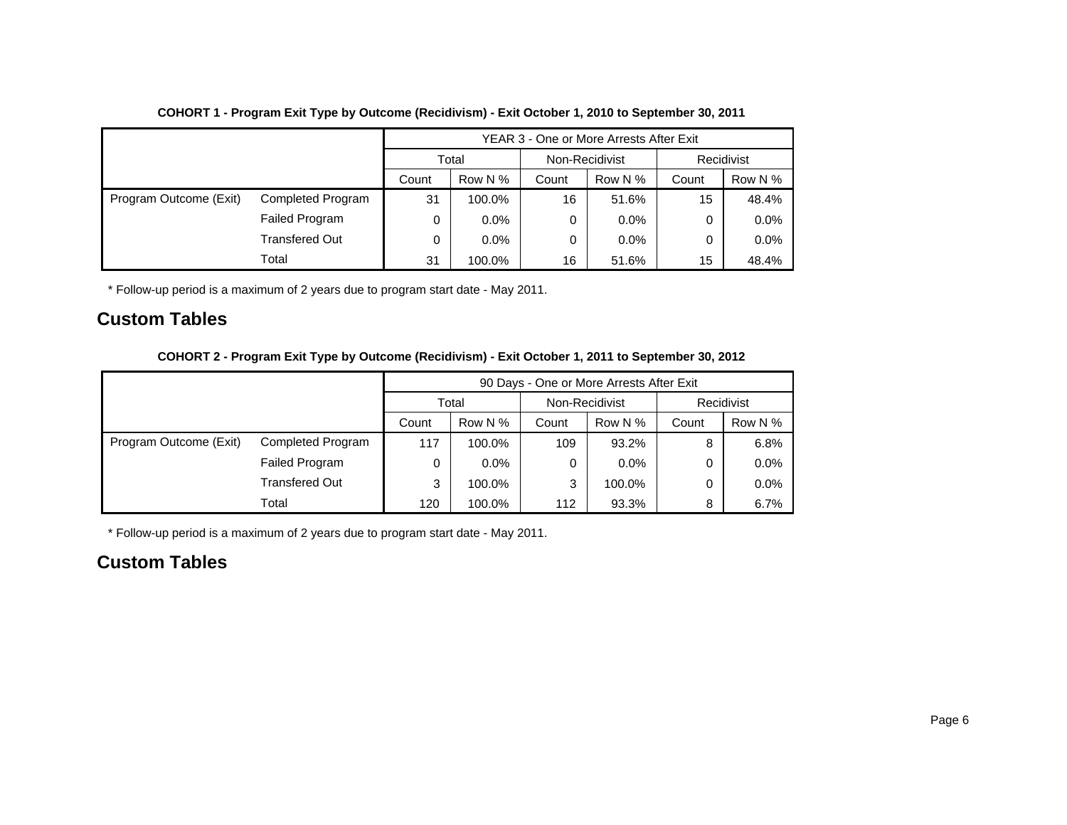**COHORT 1 - Program Exit Type by Outcome (Recidivism) - Exit October 1, 2010 to September 30, 2011**

| | | YEAR 3 - One or More Arrests After Exit | | | | | |
|---|---|---|---|---|---|---|---|
| | | Total | | Non-Recidivist | | Recidivist | |
| | | Count | Row N % | Count | Row N % | Count | Row N % |
| Program Outcome (Exit) | Completed Program | 31 | 100.0% | 16 | 51.6% | 15 | 48.4% |
| | Failed Program | 0 | 0.0% | 0 | 0.0% | 0 | 0.0% |
| | Transfered Out | 0 | 0.0% | 0 | 0.0% | 0 | 0.0% |
| | Total | 31 | 100.0% | 16 | 51.6% | 15 | 48.4% |

* Follow-up period is a maximum of 2 years due to program start date - May 2011.

## Custom Tables

**COHORT 2 - Program Exit Type by Outcome (Recidivism) - Exit October 1, 2011 to September 30, 2012**

| | | 90 Days - One or More Arrests After Exit | | | | | |
|---|---|---|---|---|---|---|---|
| | | Total | | Non-Recidivist | | Recidivist | |
| | | Count | Row N % | Count | Row N % | Count | Row N % |
| Program Outcome (Exit) | Completed Program | 117 | 100.0% | 109 | 93.2% | 8 | 6.8% |
| | Failed Program | 0 | 0.0% | 0 | 0.0% | 0 | 0.0% |
| | Transfered Out | 3 | 100.0% | 3 | 100.0% | 0 | 0.0% |
| | Total | 120 | 100.0% | 112 | 93.3% | 8 | 6.7% |

* Follow-up period is a maximum of 2 years due to program start date - May 2011.

## Custom Tables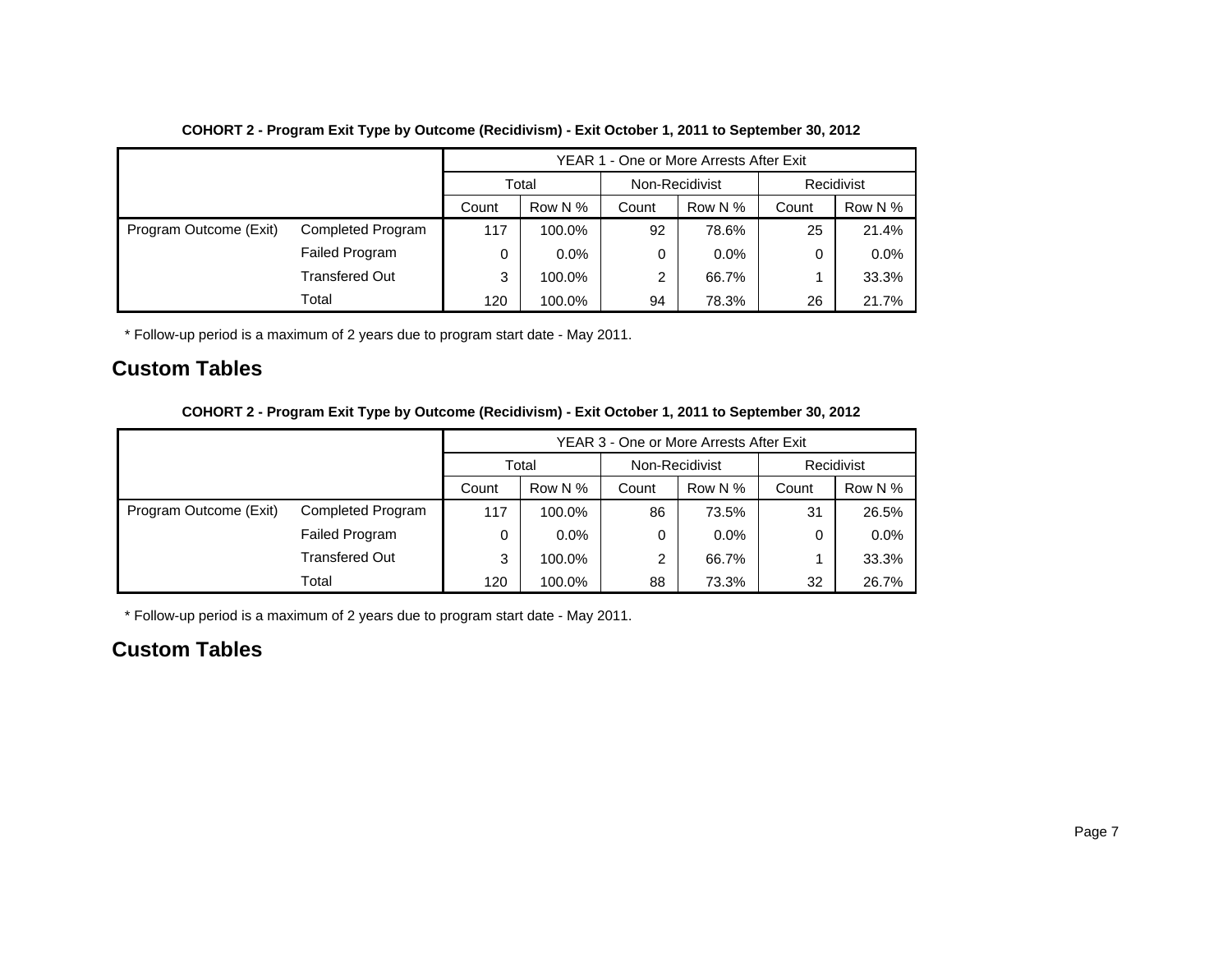**COHORT 2 - Program Exit Type by Outcome (Recidivism) - Exit October 1, 2011 to September 30, 2012**

| | | YEAR 1 - One or More Arrests After Exit | | | | | |
|---|---|---|---|---|---|---|---|
| | | Total | | Non-Recidivist | | Recidivist | |
| | | Count | Row N % | Count | Row N % | Count | Row N % |
| Program Outcome (Exit) | Completed Program | 117 | 100.0% | 92 | 78.6% | 25 | 21.4% |
| | Failed Program | 0 | 0.0% | 0 | 0.0% | 0 | 0.0% |
| | Transfered Out | 3 | 100.0% | 2 | 66.7% | 1 | 33.3% |
| | Total | 120 | 100.0% | 94 | 78.3% | 26 | 21.7% |

* Follow-up period is a maximum of 2 years due to program start date - May 2011.

## Custom Tables

**COHORT 2 - Program Exit Type by Outcome (Recidivism) - Exit October 1, 2011 to September 30, 2012**

| | | YEAR 3 - One or More Arrests After Exit | | | | | |
|---|---|---|---|---|---|---|---|
| | | Total | | Non-Recidivist | | Recidivist | |
| | | Count | Row N % | Count | Row N % | Count | Row N % |
| Program Outcome (Exit) | Completed Program | 117 | 100.0% | 86 | 73.5% | 31 | 26.5% |
| | Failed Program | 0 | 0.0% | 0 | 0.0% | 0 | 0.0% |
| | Transfered Out | 3 | 100.0% | 2 | 66.7% | 1 | 33.3% |
| | Total | 120 | 100.0% | 88 | 73.3% | 32 | 26.7% |

* Follow-up period is a maximum of 2 years due to program start date - May 2011.

## Custom Tables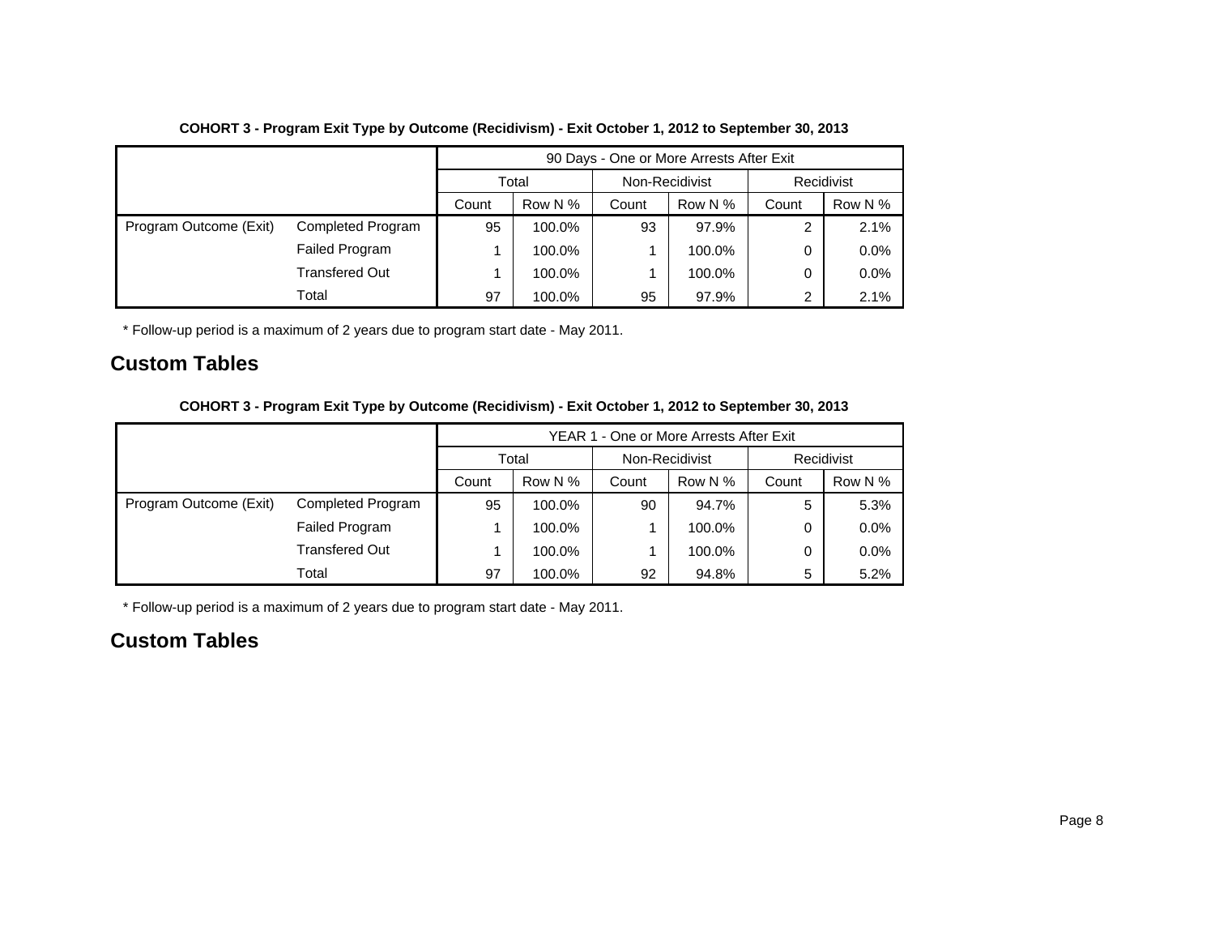**COHORT 3 - Program Exit Type by Outcome (Recidivism) - Exit October 1, 2012 to September 30, 2013**

| | | 90 Days - One or More Arrests After Exit | | | | | |
|---|---|---|---|---|---|---|---|
| | | Total | | Non-Recidivist | | Recidivist | |
| | | Count | Row N % | Count | Row N % | Count | Row N % |
| Program Outcome (Exit) | Completed Program | 95 | 100.0% | 93 | 97.9% | 2 | 2.1% |
| | Failed Program | 1 | 100.0% | 1 | 100.0% | 0 | 0.0% |
| | Transfered Out | 1 | 100.0% | 1 | 100.0% | 0 | 0.0% |
| | Total | 97 | 100.0% | 95 | 97.9% | 2 | 2.1% |

* Follow-up period is a maximum of 2 years due to program start date - May 2011.

## Custom Tables

**COHORT 3 - Program Exit Type by Outcome (Recidivism) - Exit October 1, 2012 to September 30, 2013**

| | | YEAR 1 - One or More Arrests After Exit | | | | | |
|---|---|---|---|---|---|---|---|
| | | Total | | Non-Recidivist | | Recidivist | |
| | | Count | Row N % | Count | Row N % | Count | Row N % |
| Program Outcome (Exit) | Completed Program | 95 | 100.0% | 90 | 94.7% | 5 | 5.3% |
| | Failed Program | 1 | 100.0% | 1 | 100.0% | 0 | 0.0% |
| | Transfered Out | 1 | 100.0% | 1 | 100.0% | 0 | 0.0% |
| | Total | 97 | 100.0% | 92 | 94.8% | 5 | 5.2% |

* Follow-up period is a maximum of 2 years due to program start date - May 2011.

## Custom Tables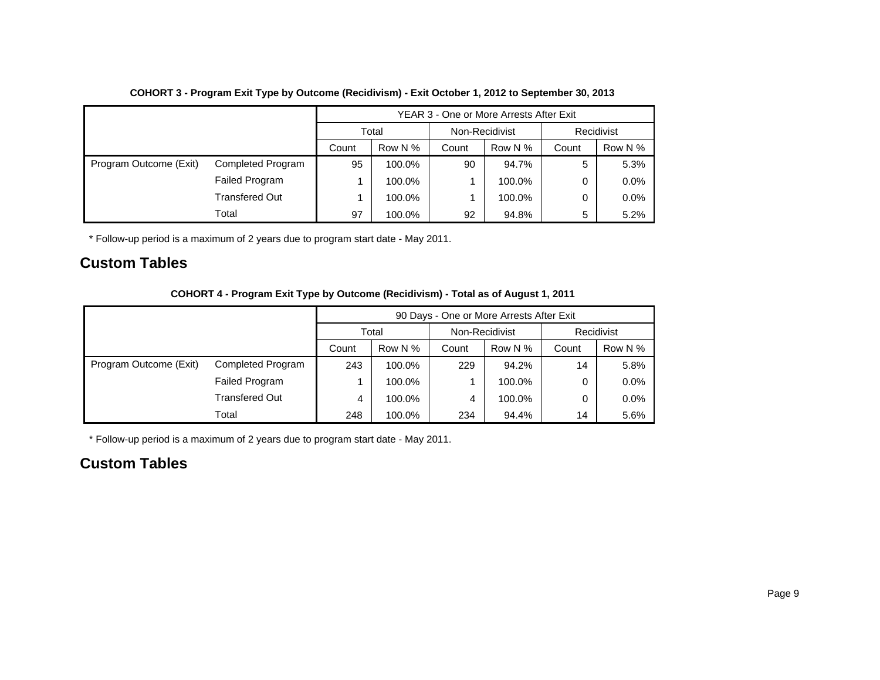**COHORT 3 - Program Exit Type by Outcome (Recidivism) - Exit October 1, 2012 to September 30, 2013**

| | | YEAR 3 - One or More Arrests After Exit | | | | | |
|---|---|---|---|---|---|---|---|
| | | Total | | Non-Recidivist | | Recidivist | |
| | | Count | Row N % | Count | Row N % | Count | Row N % |
| Program Outcome (Exit) | Completed Program | 95 | 100.0% | 90 | 94.7% | 5 | 5.3% |
| | Failed Program | 1 | 100.0% | 1 | 100.0% | 0 | 0.0% |
| | Transfered Out | 1 | 100.0% | 1 | 100.0% | 0 | 0.0% |
| | Total | 97 | 100.0% | 92 | 94.8% | 5 | 5.2% |

* Follow-up period is a maximum of 2 years due to program start date - May 2011.

## Custom Tables

**COHORT 4 - Program Exit Type by Outcome (Recidivism) - Total as of August 1, 2011**

| | | 90 Days - One or More Arrests After Exit | | | | | |
|---|---|---|---|---|---|---|---|
| | | Total | | Non-Recidivist | | Recidivist | |
| | | Count | Row N % | Count | Row N % | Count | Row N % |
| Program Outcome (Exit) | Completed Program | 243 | 100.0% | 229 | 94.2% | 14 | 5.8% |
| | Failed Program | 1 | 100.0% | 1 | 100.0% | 0 | 0.0% |
| | Transfered Out | 4 | 100.0% | 4 | 100.0% | 0 | 0.0% |
| | Total | 248 | 100.0% | 234 | 94.4% | 14 | 5.6% |

* Follow-up period is a maximum of 2 years due to program start date - May 2011.

## Custom Tables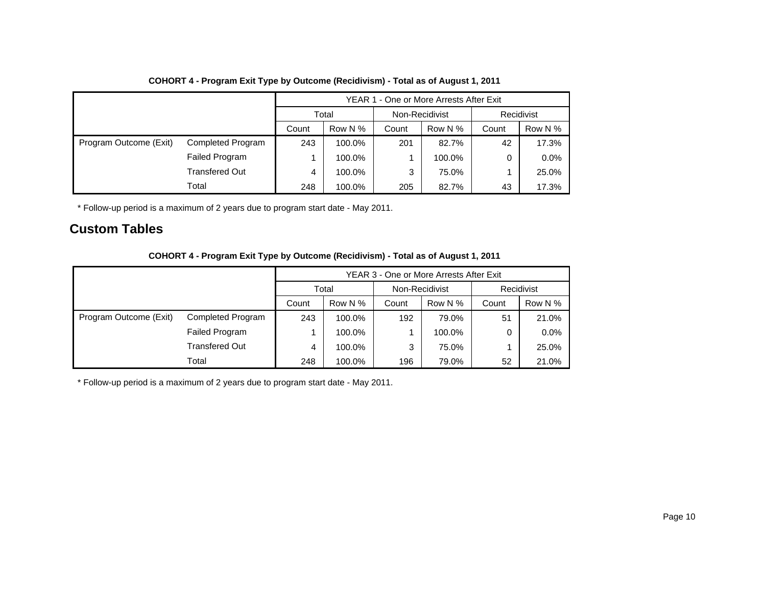**COHORT 4 - Program Exit Type by Outcome (Recidivism) - Total as of August 1, 2011**

| | | YEAR 1 - One or More Arrests After Exit | | | | | |
|---|---|---|---|---|---|---|---|
| | | Total | | Non-Recidivist | | Recidivist | |
| | | Count | Row N % | Count | Row N % | Count | Row N % |
| Program Outcome (Exit) | Completed Program | 243 | 100.0% | 201 | 82.7% | 42 | 17.3% |
| | Failed Program | 1 | 100.0% | 1 | 100.0% | 0 | 0.0% |
| | Transfered Out | 4 | 100.0% | 3 | 75.0% | 1 | 25.0% |
| | Total | 248 | 100.0% | 205 | 82.7% | 43 | 17.3% |

* Follow-up period is a maximum of 2 years due to program start date - May 2011.

## Custom Tables

**COHORT 4 - Program Exit Type by Outcome (Recidivism) - Total as of August 1, 2011**

| | | YEAR 3 - One or More Arrests After Exit | | | | | |
|---|---|---|---|---|---|---|---|
| | | Total | | Non-Recidivist | | Recidivist | |
| | | Count | Row N % | Count | Row N % | Count | Row N % |
| Program Outcome (Exit) | Completed Program | 243 | 100.0% | 192 | 79.0% | 51 | 21.0% |
| | Failed Program | 1 | 100.0% | 1 | 100.0% | 0 | 0.0% |
| | Transfered Out | 4 | 100.0% | 3 | 75.0% | 1 | 25.0% |
| | Total | 248 | 100.0% | 196 | 79.0% | 52 | 21.0% |

* Follow-up period is a maximum of 2 years due to program start date - May 2011.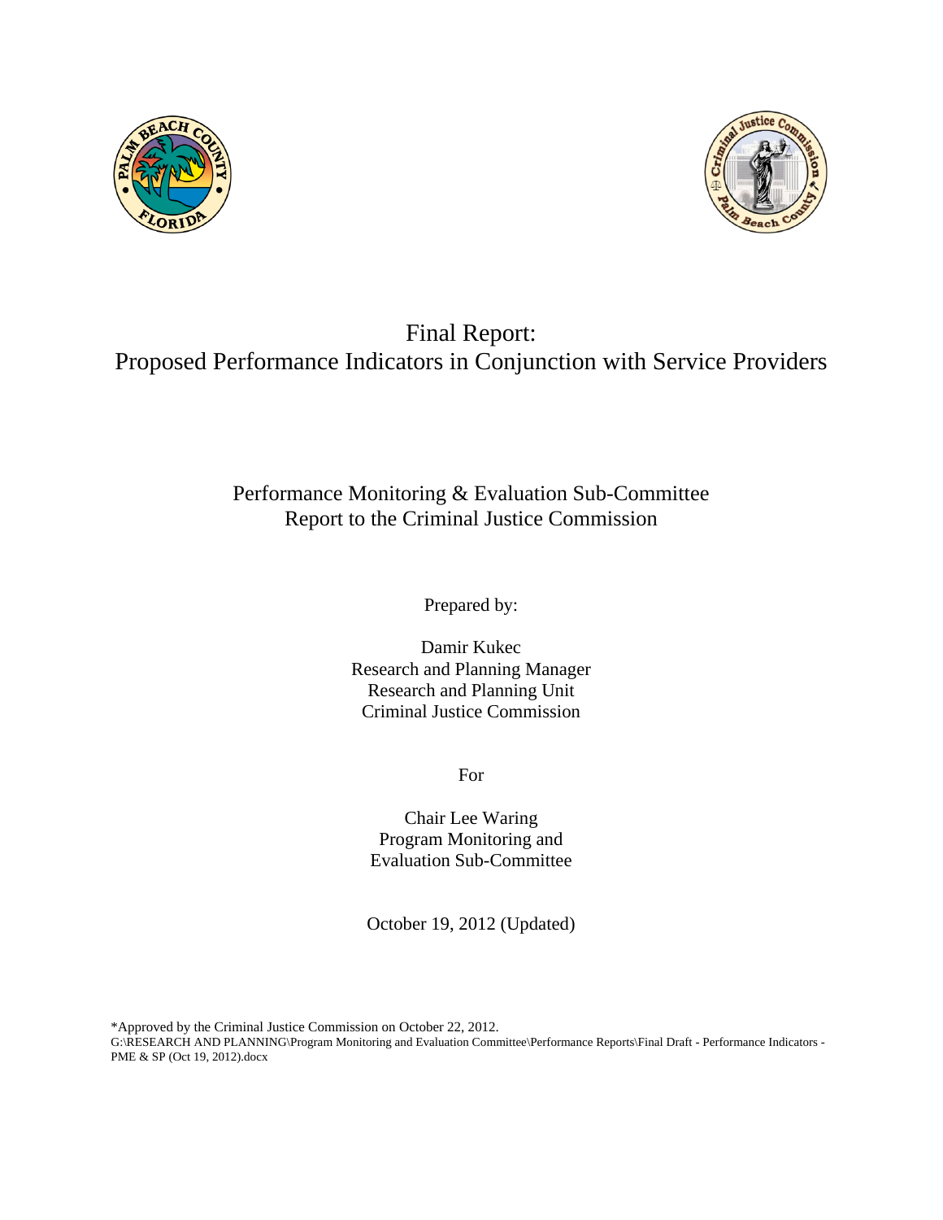# Final Report:
# Proposed Performance Indicators in Conjunction with Service Providers

Performance Monitoring & Evaluation Sub-Committee
Report to the Criminal Justice Commission

Prepared by:

Damir Kukec
Research and Planning Manager
Research and Planning Unit
Criminal Justice Commission

For

Chair Lee Waring
Program Monitoring and
Evaluation Sub-Committee

October 19, 2012 (Updated)

*Approved by the Criminal Justice Commission on October 22, 2012.
G:\RESEARCH AND PLANNING\Program Monitoring and Evaluation Committee\Performance Reports\Final Draft - Performance Indicators - PME & SP (Oct 19, 2012).docx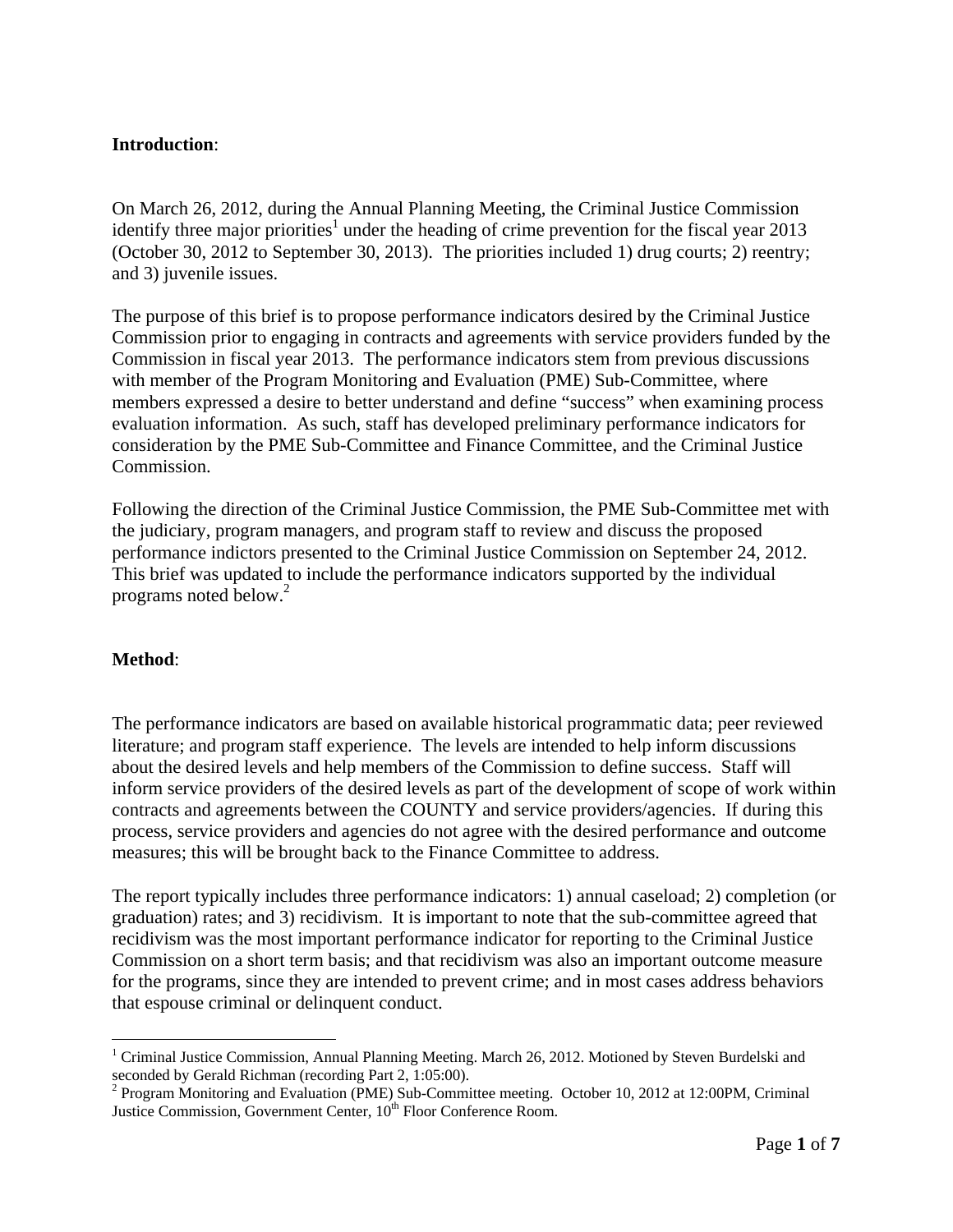**Introduction**:

On March 26, 2012, during the Annual Planning Meeting, the Criminal Justice Commission identify three major priorities[1] under the heading of crime prevention for the fiscal year 2013 (October 30, 2012 to September 30, 2013). The priorities included 1) drug courts; 2) reentry; and 3) juvenile issues.

The purpose of this brief is to propose performance indicators desired by the Criminal Justice Commission prior to engaging in contracts and agreements with service providers funded by the Commission in fiscal year 2013. The performance indicators stem from previous discussions with member of the Program Monitoring and Evaluation (PME) Sub-Committee, where members expressed a desire to better understand and define "success" when examining process evaluation information. As such, staff has developed preliminary performance indicators for consideration by the PME Sub-Committee and Finance Committee, and the Criminal Justice Commission.

Following the direction of the Criminal Justice Commission, the PME Sub-Committee met with the judiciary, program managers, and program staff to review and discuss the proposed performance indictors presented to the Criminal Justice Commission on September 24, 2012. This brief was updated to include the performance indicators supported by the individual programs noted below.[2]

**Method**:

The performance indicators are based on available historical programmatic data; peer reviewed literature; and program staff experience. The levels are intended to help inform discussions about the desired levels and help members of the Commission to define success. Staff will inform service providers of the desired levels as part of the development of scope of work within contracts and agreements between the COUNTY and service providers/agencies. If during this process, service providers and agencies do not agree with the desired performance and outcome measures; this will be brought back to the Finance Committee to address.

The report typically includes three performance indicators: 1) annual caseload; 2) completion (or graduation) rates; and 3) recidivism. It is important to note that the sub-committee agreed that recidivism was the most important performance indicator for reporting to the Criminal Justice Commission on a short term basis; and that recidivism was also an important outcome measure for the programs, since they are intended to prevent crime; and in most cases address behaviors that espouse criminal or delinquent conduct.

---

[1] Criminal Justice Commission, Annual Planning Meeting. March 26, 2012. Motioned by Steven Burdelski and seconded by Gerald Richman (recording Part 2, 1:05:00).

[2] Program Monitoring and Evaluation (PME) Sub-Committee meeting. October 10, 2012 at 12:00PM, Criminal Justice Commission, Government Center, 10th Floor Conference Room.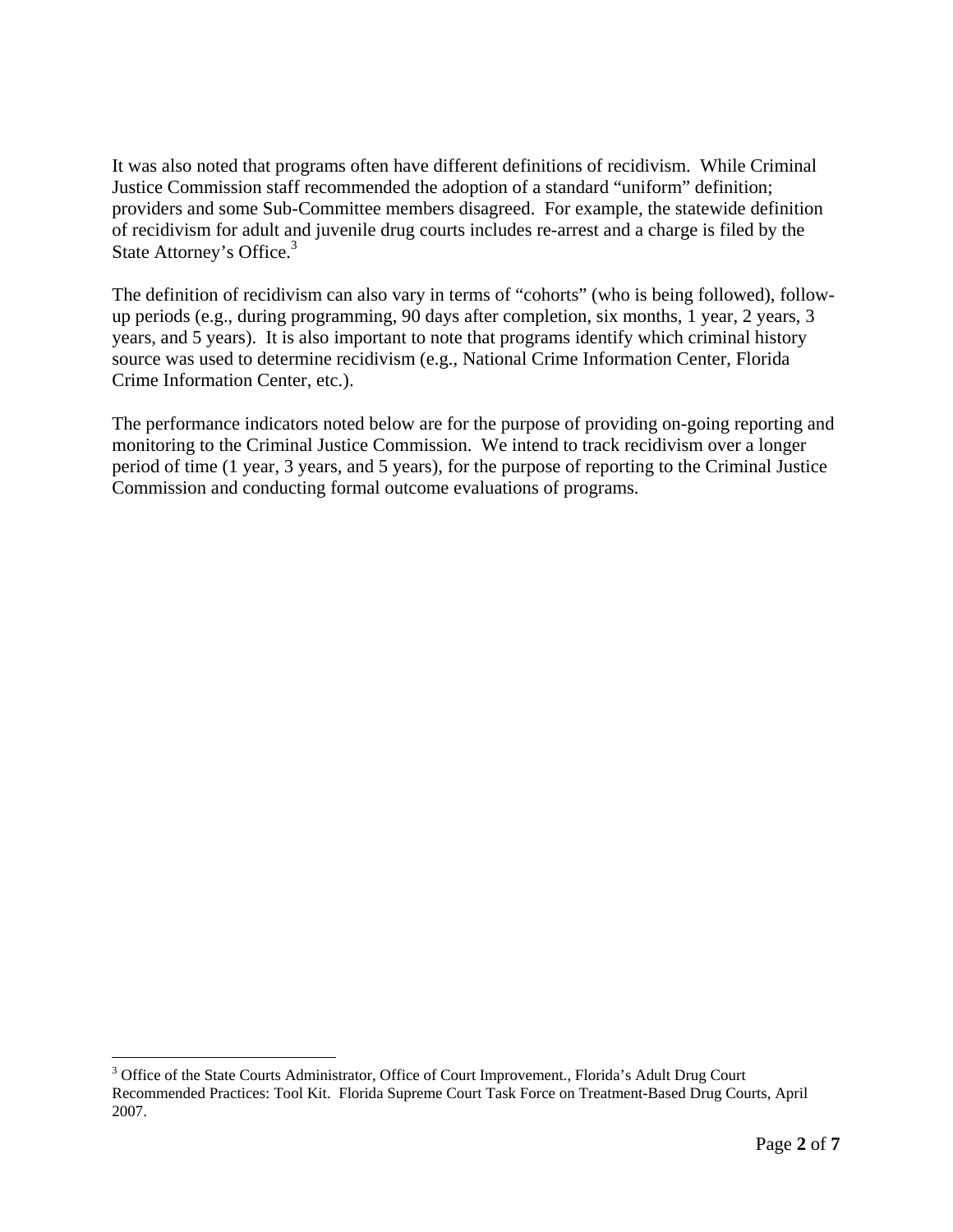It was also noted that programs often have different definitions of recidivism. While Criminal Justice Commission staff recommended the adoption of a standard "uniform" definition; providers and some Sub-Committee members disagreed. For example, the statewide definition of recidivism for adult and juvenile drug courts includes re-arrest and a charge is filed by the State Attorney's Office.[3]

The definition of recidivism can also vary in terms of "cohorts" (who is being followed), follow-up periods (e.g., during programming, 90 days after completion, six months, 1 year, 2 years, 3 years, and 5 years). It is also important to note that programs identify which criminal history source was used to determine recidivism (e.g., National Crime Information Center, Florida Crime Information Center, etc.).

The performance indicators noted below are for the purpose of providing on-going reporting and monitoring to the Criminal Justice Commission. We intend to track recidivism over a longer period of time (1 year, 3 years, and 5 years), for the purpose of reporting to the Criminal Justice Commission and conducting formal outcome evaluations of programs.

---

[3] Office of the State Courts Administrator, Office of Court Improvement., Florida's Adult Drug Court Recommended Practices: Tool Kit. Florida Supreme Court Task Force on Treatment-Based Drug Courts, April 2007.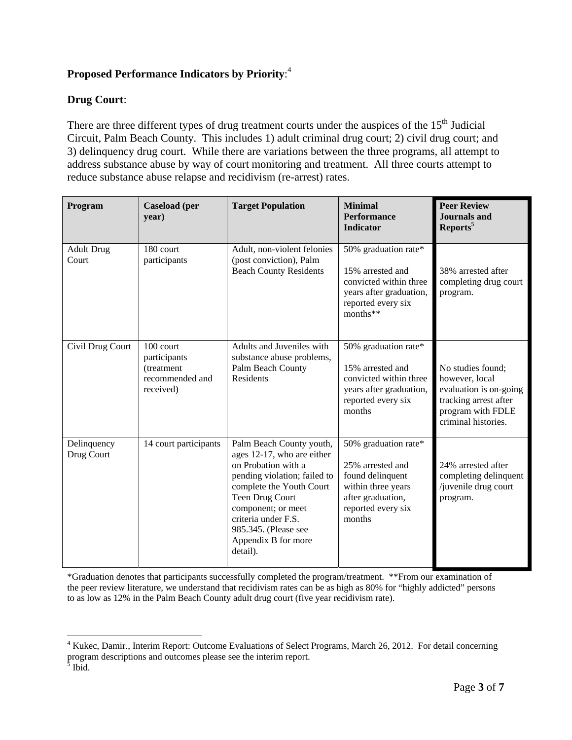## Proposed Performance Indicators by Priority:[4]

### Drug Court:

There are three different types of drug treatment courts under the auspices of the 15th Judicial Circuit, Palm Beach County. This includes 1) adult criminal drug court; 2) civil drug court; and 3) delinquency drug court. While there are variations between the three programs, all attempt to address substance abuse by way of court monitoring and treatment. All three courts attempt to reduce substance abuse relapse and recidivism (re-arrest) rates.

| Program | Caseload (per year) | Target Population | Minimal Performance Indicator | Peer Review Journals and Reports[5] |
|---|---|---|---|---|
| Adult Drug Court | 180 court participants | Adult, non-violent felonies (post conviction), Palm Beach County Residents | 50% graduation rate*<br><br>15% arrested and convicted within three years after graduation, reported every six months** | 38% arrested after completing drug court program. |
| Civil Drug Court | 100 court participants (treatment recommended and received) | Adults and Juveniles with substance abuse problems, Palm Beach County Residents | 50% graduation rate*<br><br>15% arrested and convicted within three years after graduation, reported every six months | No studies found; however, local evaluation is on-going tracking arrest after program with FDLE criminal histories. |
| Delinquency Drug Court | 14 court participants | Palm Beach County youth, ages 12-17, who are either on Probation with a pending violation; failed to complete the Youth Court Teen Drug Court component; or meet criteria under F.S. 985.345. (Please see Appendix B for more detail). | 50% graduation rate*<br><br>25% arrested and found delinquent within three years after graduation, reported every six months | 24% arrested after completing delinquent /juvenile drug court program. |

*Graduation denotes that participants successfully completed the program/treatment. **From our examination of the peer review literature, we understand that recidivism rates can be as high as 80% for "highly addicted" persons to as low as 12% in the Palm Beach County adult drug court (five year recidivism rate).

---

[4] Kukec, Damir., Interim Report: Outcome Evaluations of Select Programs, March 26, 2012. For detail concerning program descriptions and outcomes please see the interim report.

[5] Ibid.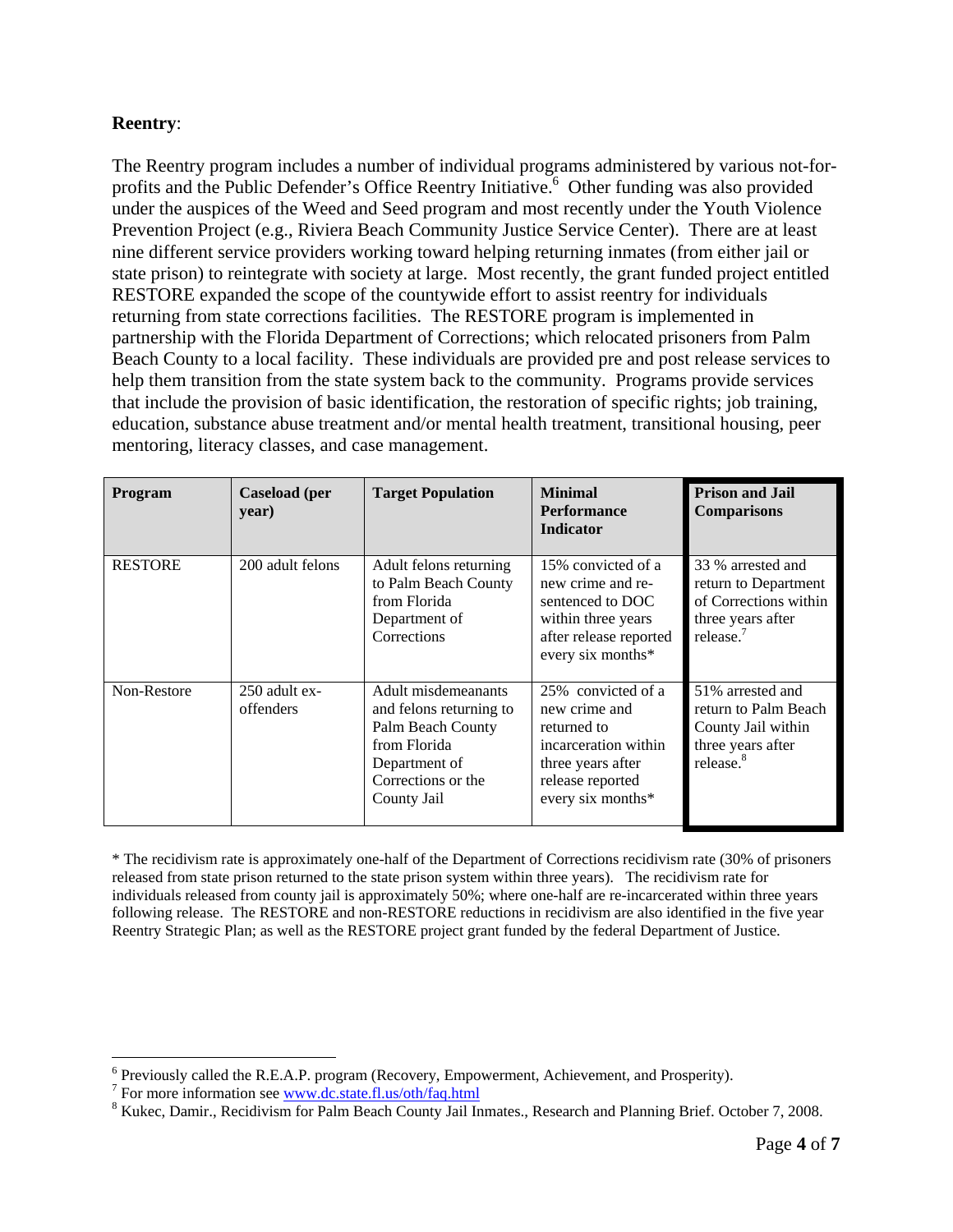**Reentry**:

The Reentry program includes a number of individual programs administered by various not-for-profits and the Public Defender's Office Reentry Initiative.[6] Other funding was also provided under the auspices of the Weed and Seed program and most recently under the Youth Violence Prevention Project (e.g., Riviera Beach Community Justice Service Center). There are at least nine different service providers working toward helping returning inmates (from either jail or state prison) to reintegrate with society at large. Most recently, the grant funded project entitled RESTORE expanded the scope of the countywide effort to assist reentry for individuals returning from state corrections facilities. The RESTORE program is implemented in partnership with the Florida Department of Corrections; which relocated prisoners from Palm Beach County to a local facility. These individuals are provided pre and post release services to help them transition from the state system back to the community. Programs provide services that include the provision of basic identification, the restoration of specific rights; job training, education, substance abuse treatment and/or mental health treatment, transitional housing, peer mentoring, literacy classes, and case management.

| Program | Caseload (per year) | Target Population | Minimal Performance Indicator | Prison and Jail Comparisons |
|---|---|---|---|---|
| RESTORE | 200 adult felons | Adult felons returning to Palm Beach County from Florida Department of Corrections | 15% convicted of a new crime and re-sentenced to DOC within three years after release reported every six months* | 33 % arrested and return to Department of Corrections within three years after release.[7] |
| Non-Restore | 250 adult ex-offenders | Adult misdemeanants and felons returning to Palm Beach County from Florida Department of Corrections or the County Jail | 25% convicted of a new crime and returned to incarceration within three years after release reported every six months* | 51% arrested and return to Palm Beach County Jail within three years after release.[8] |

* The recidivism rate is approximately one-half of the Department of Corrections recidivism rate (30% of prisoners released from state prison returned to the state prison system within three years). The recidivism rate for individuals released from county jail is approximately 50%; where one-half are re-incarcerated within three years following release. The RESTORE and non-RESTORE reductions in recidivism are also identified in the five year Reentry Strategic Plan; as well as the RESTORE project grant funded by the federal Department of Justice.

---

[6] Previously called the R.E.A.P. program (Recovery, Empowerment, Achievement, and Prosperity).

[7] For more information see www.dc.state.fl.us/oth/faq.html

[8] Kukec, Damir., Recidivism for Palm Beach County Jail Inmates., Research and Planning Brief. October 7, 2008.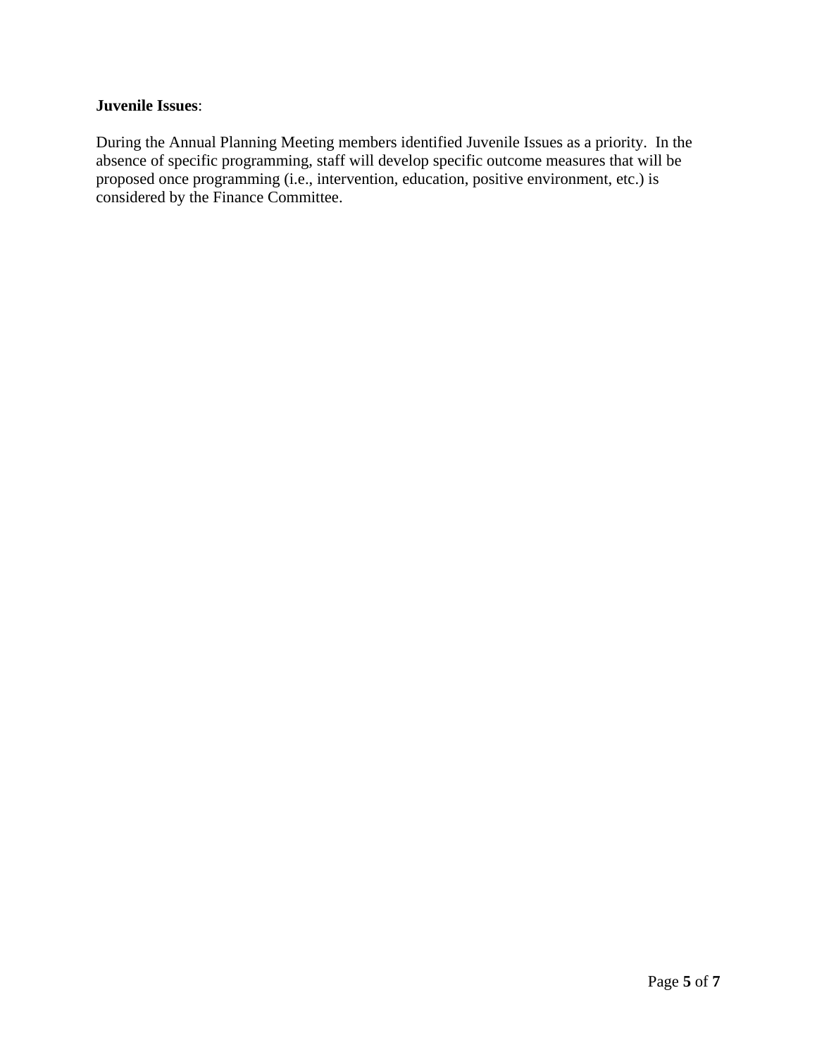**Juvenile Issues**:

During the Annual Planning Meeting members identified Juvenile Issues as a priority. In the absence of specific programming, staff will develop specific outcome measures that will be proposed once programming (i.e., intervention, education, positive environment, etc.) is considered by the Finance Committee.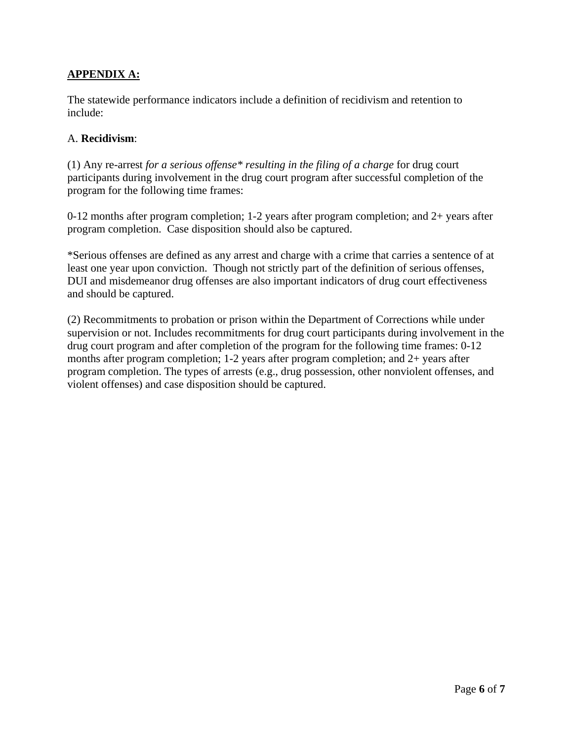**APPENDIX A:**

The statewide performance indicators include a definition of recidivism and retention to include:

A. **Recidivism**:

(1) Any re-arrest *for a serious offense* resulting in the filing of a charge* for drug court participants during involvement in the drug court program after successful completion of the program for the following time frames:

0-12 months after program completion; 1-2 years after program completion; and 2+ years after program completion. Case disposition should also be captured.

*Serious offenses are defined as any arrest and charge with a crime that carries a sentence of at least one year upon conviction. Though not strictly part of the definition of serious offenses, DUI and misdemeanor drug offenses are also important indicators of drug court effectiveness and should be captured.

(2) Recommitments to probation or prison within the Department of Corrections while under supervision or not. Includes recommitments for drug court participants during involvement in the drug court program and after completion of the program for the following time frames: 0-12 months after program completion; 1-2 years after program completion; and 2+ years after program completion. The types of arrests (e.g., drug possession, other nonviolent offenses, and violent offenses) and case disposition should be captured.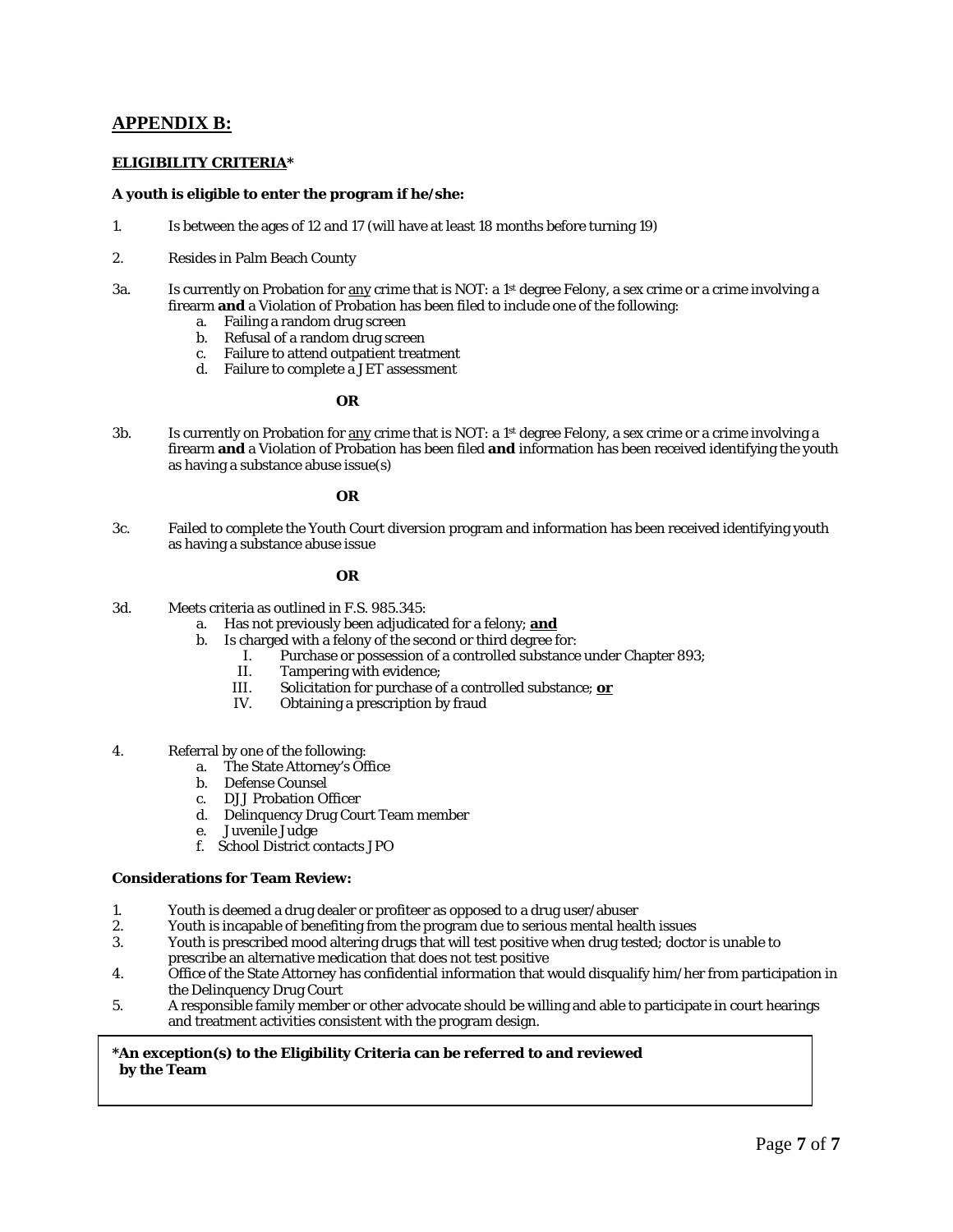## APPENDIX B:

**ELIGIBILITY CRITERIA***

**A youth is eligible to enter the program if he/she:**

1. Is between the ages of 12 and 17 (will have at least 18 months before turning 19)

2. Resides in Palm Beach County

3a. Is currently on Probation for <u>any</u> crime that is NOT: a 1st degree Felony, a sex crime or a crime involving a firearm **and** a Violation of Probation has been filed to include one of the following:
   a. Failing a random drug screen
   b. Refusal of a random drug screen
   c. Failure to attend outpatient treatment
   d. Failure to complete a JET assessment

**OR**

3b. Is currently on Probation for <u>any</u> crime that is NOT: a 1st degree Felony, a sex crime or a crime involving a firearm **and** a Violation of Probation has been filed **and** information has been received identifying the youth as having a substance abuse issue(s)

**OR**

3c. Failed to complete the Youth Court diversion program and information has been received identifying youth as having a substance abuse issue

**OR**

3d. Meets criteria as outlined in F.S. 985.345:
   a. Has not previously been adjudicated for a felony; **<u>and</u>**
   b. Is charged with a felony of the second or third degree for:
      I. Purchase or possession of a controlled substance under Chapter 893;
      II. Tampering with evidence;
      III. Solicitation for purchase of a controlled substance; **<u>or</u>**
      IV. Obtaining a prescription by fraud

4. Referral by one of the following:
   a. The State Attorney's Office
   b. Defense Counsel
   c. DJJ Probation Officer
   d. Delinquency Drug Court Team member
   e. Juvenile Judge
   f. School District contacts JPO

**Considerations for Team Review:**

1. Youth is deemed a drug dealer or profiteer as opposed to a drug user/abuser
2. Youth is incapable of benefiting from the program due to serious mental health issues
3. Youth is prescribed mood altering drugs that will test positive when drug tested; doctor is unable to prescribe an alternative medication that does not test positive
4. Office of the State Attorney has confidential information that would disqualify him/her from participation in the Delinquency Drug Court
5. A responsible family member or other advocate should be willing and able to participate in court hearings and treatment activities consistent with the program design.

***An exception(s) to the Eligibility Criteria can be referred to and reviewed by the Team**